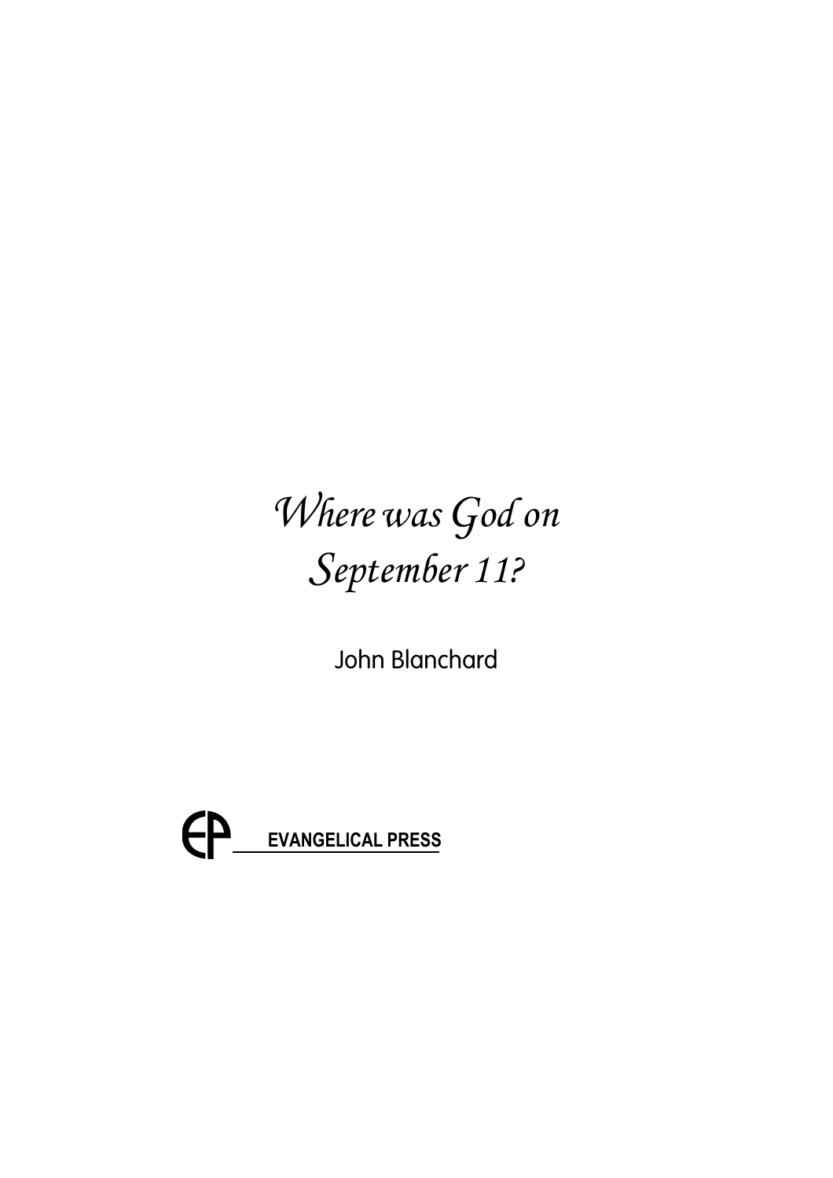# *Where was God on September 11?*

John Blanchard

EP **EVANGELICAL PRESS**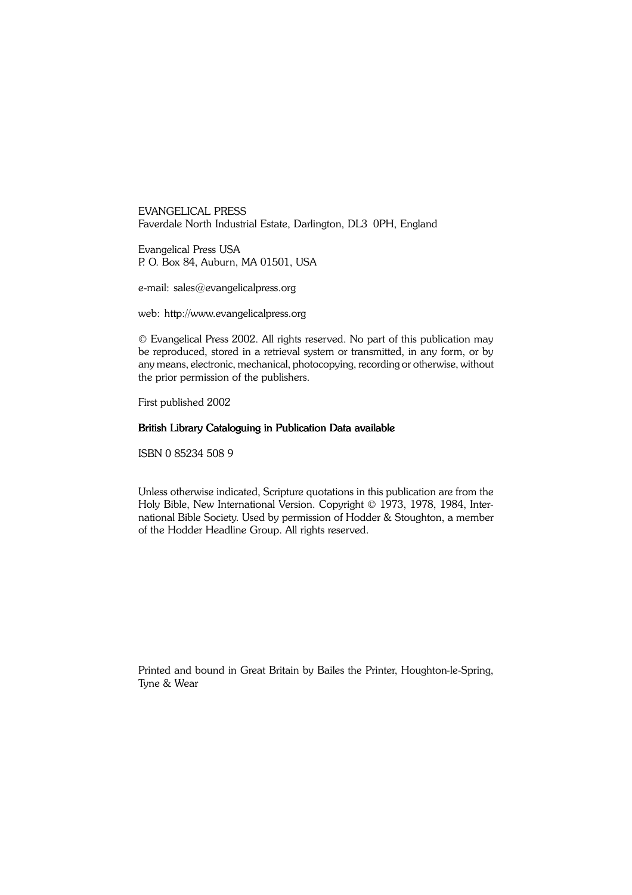EVANGELICAL PRESS
Faverdale North Industrial Estate, Darlington, DL3 0PH, England

Evangelical Press USA
P. O. Box 84, Auburn, MA 01501, USA

e-mail: sales@evangelicalpress.org

web: http://www.evangelicalpress.org

© Evangelical Press 2002. All rights reserved. No part of this publication may be reproduced, stored in a retrieval system or transmitted, in any form, or by any means, electronic, mechanical, photocopying, recording or otherwise, without the prior permission of the publishers.

First published 2002

**British Library Cataloguing in Publication Data available**

ISBN 0 85234 508 9

Unless otherwise indicated, Scripture quotations in this publication are from the Holy Bible, New International Version. Copyright © 1973, 1978, 1984, International Bible Society. Used by permission of Hodder & Stoughton, a member of the Hodder Headline Group. All rights reserved.

Printed and bound in Great Britain by Bailes the Printer, Houghton-le-Spring, Tyne & Wear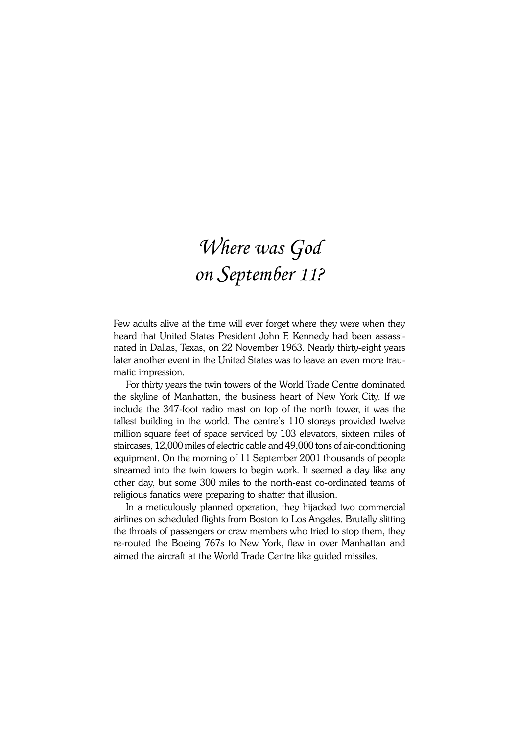# *Where was God on September 11?*

Few adults alive at the time will ever forget where they were when they heard that United States President John F. Kennedy had been assassinated in Dallas, Texas, on 22 November 1963. Nearly thirty-eight years later another event in the United States was to leave an even more traumatic impression.

For thirty years the twin towers of the World Trade Centre dominated the skyline of Manhattan, the business heart of New York City. If we include the 347-foot radio mast on top of the north tower, it was the tallest building in the world. The centre's 110 storeys provided twelve million square feet of space serviced by 103 elevators, sixteen miles of staircases, 12,000 miles of electric cable and 49,000 tons of air-conditioning equipment. On the morning of 11 September 2001 thousands of people streamed into the twin towers to begin work. It seemed a day like any other day, but some 300 miles to the north-east co-ordinated teams of religious fanatics were preparing to shatter that illusion.

In a meticulously planned operation, they hijacked two commercial airlines on scheduled flights from Boston to Los Angeles. Brutally slitting the throats of passengers or crew members who tried to stop them, they re-routed the Boeing 767s to New York, flew in over Manhattan and aimed the aircraft at the World Trade Centre like guided missiles.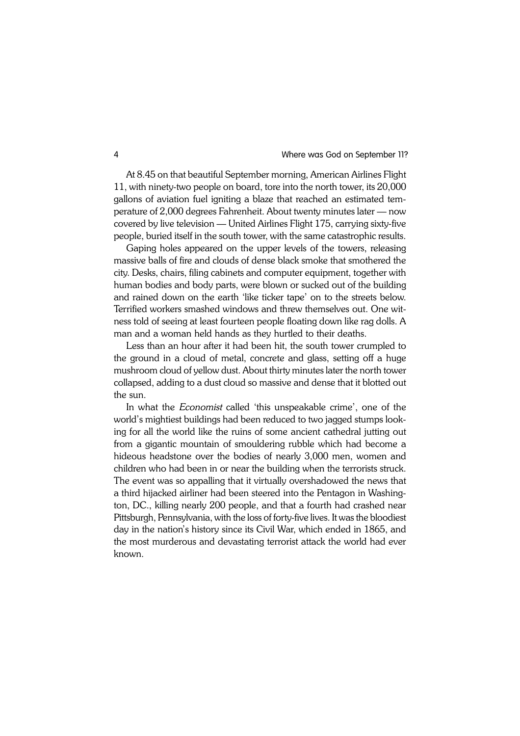At 8.45 on that beautiful September morning, American Airlines Flight 11, with ninety-two people on board, tore into the north tower, its 20,000 gallons of aviation fuel igniting a blaze that reached an estimated temperature of 2,000 degrees Fahrenheit. About twenty minutes later — now covered by live television — United Airlines Flight 175, carrying sixty-five people, buried itself in the south tower, with the same catastrophic results.

Gaping holes appeared on the upper levels of the towers, releasing massive balls of fire and clouds of dense black smoke that smothered the city. Desks, chairs, filing cabinets and computer equipment, together with human bodies and body parts, were blown or sucked out of the building and rained down on the earth 'like ticker tape' on to the streets below. Terrified workers smashed windows and threw themselves out. One witness told of seeing at least fourteen people floating down like rag dolls. A man and a woman held hands as they hurtled to their deaths.

Less than an hour after it had been hit, the south tower crumpled to the ground in a cloud of metal, concrete and glass, setting off a huge mushroom cloud of yellow dust. About thirty minutes later the north tower collapsed, adding to a dust cloud so massive and dense that it blotted out the sun.

In what the *Economist* called 'this unspeakable crime', one of the world's mightiest buildings had been reduced to two jagged stumps looking for all the world like the ruins of some ancient cathedral jutting out from a gigantic mountain of smouldering rubble which had become a hideous headstone over the bodies of nearly 3,000 men, women and children who had been in or near the building when the terrorists struck. The event was so appalling that it virtually overshadowed the news that a third hijacked airliner had been steered into the Pentagon in Washington, DC., killing nearly 200 people, and that a fourth had crashed near Pittsburgh, Pennsylvania, with the loss of forty-five lives. It was the bloodiest day in the nation's history since its Civil War, which ended in 1865, and the most murderous and devastating terrorist attack the world had ever known.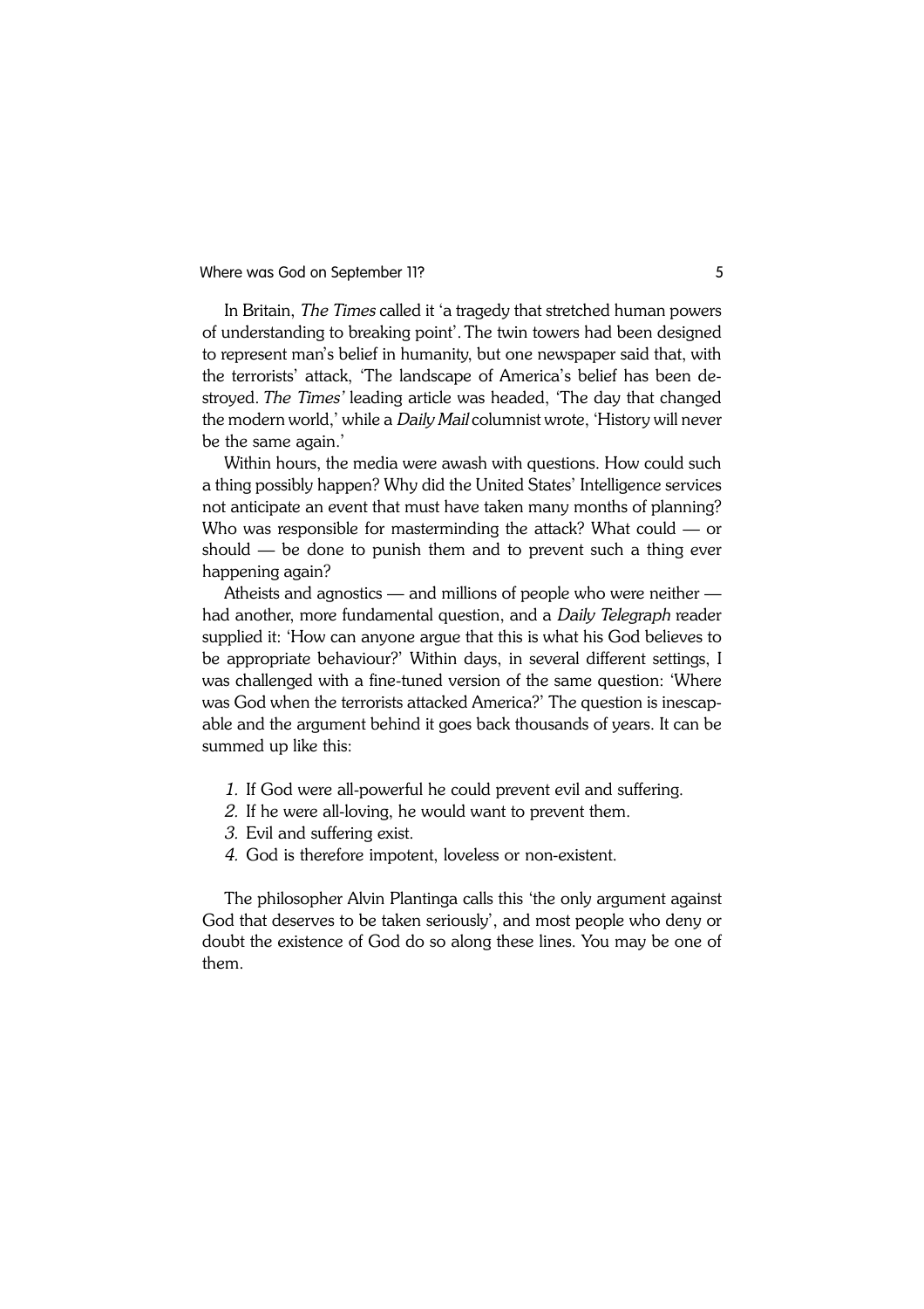In Britain, *The Times* called it 'a tragedy that stretched human powers of understanding to breaking point'. The twin towers had been designed to represent man's belief in humanity, but one newspaper said that, with the terrorists' attack, 'The landscape of America's belief has been destroyed. *The Times'* leading article was headed, 'The day that changed the modern world,' while a *Daily Mail* columnist wrote, 'History will never be the same again.'

Within hours, the media were awash with questions. How could such a thing possibly happen? Why did the United States' Intelligence services not anticipate an event that must have taken many months of planning? Who was responsible for masterminding the attack? What could — or should — be done to punish them and to prevent such a thing ever happening again?

Atheists and agnostics — and millions of people who were neither — had another, more fundamental question, and a *Daily Telegraph* reader supplied it: 'How can anyone argue that this is what his God believes to be appropriate behaviour?' Within days, in several different settings, I was challenged with a fine-tuned version of the same question: 'Where was God when the terrorists attacked America?' The question is inescapable and the argument behind it goes back thousands of years. It can be summed up like this:

1. If God were all-powerful he could prevent evil and suffering.
2. If he were all-loving, he would want to prevent them.
3. Evil and suffering exist.
4. God is therefore impotent, loveless or non-existent.

The philosopher Alvin Plantinga calls this 'the only argument against God that deserves to be taken seriously', and most people who deny or doubt the existence of God do so along these lines. You may be one of them.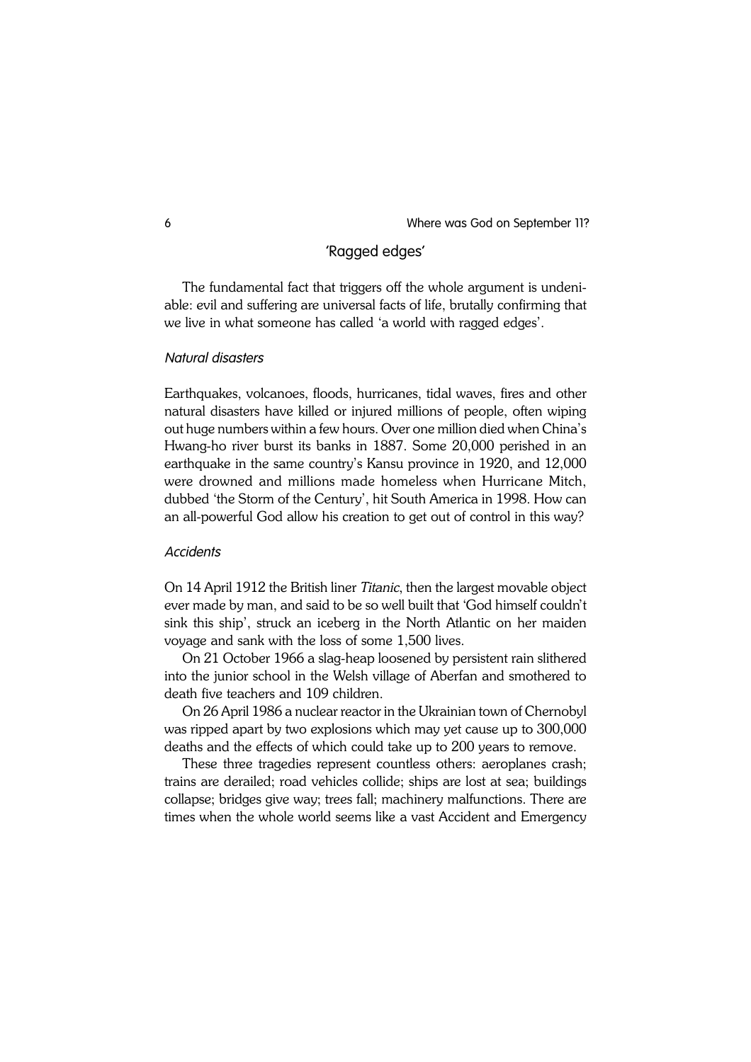## 'Ragged edges'

The fundamental fact that triggers off the whole argument is undeniable: evil and suffering are universal facts of life, brutally confirming that we live in what someone has called 'a world with ragged edges'.

### *Natural disasters*

Earthquakes, volcanoes, floods, hurricanes, tidal waves, fires and other natural disasters have killed or injured millions of people, often wiping out huge numbers within a few hours. Over one million died when China's Hwang-ho river burst its banks in 1887. Some 20,000 perished in an earthquake in the same country's Kansu province in 1920, and 12,000 were drowned and millions made homeless when Hurricane Mitch, dubbed 'the Storm of the Century', hit South America in 1998. How can an all-powerful God allow his creation to get out of control in this way?

### *Accidents*

On 14 April 1912 the British liner *Titanic*, then the largest movable object ever made by man, and said to be so well built that 'God himself couldn't sink this ship', struck an iceberg in the North Atlantic on her maiden voyage and sank with the loss of some 1,500 lives.

On 21 October 1966 a slag-heap loosened by persistent rain slithered into the junior school in the Welsh village of Aberfan and smothered to death five teachers and 109 children.

On 26 April 1986 a nuclear reactor in the Ukrainian town of Chernobyl was ripped apart by two explosions which may yet cause up to 300,000 deaths and the effects of which could take up to 200 years to remove.

These three tragedies represent countless others: aeroplanes crash; trains are derailed; road vehicles collide; ships are lost at sea; buildings collapse; bridges give way; trees fall; machinery malfunctions. There are times when the whole world seems like a vast Accident and Emergency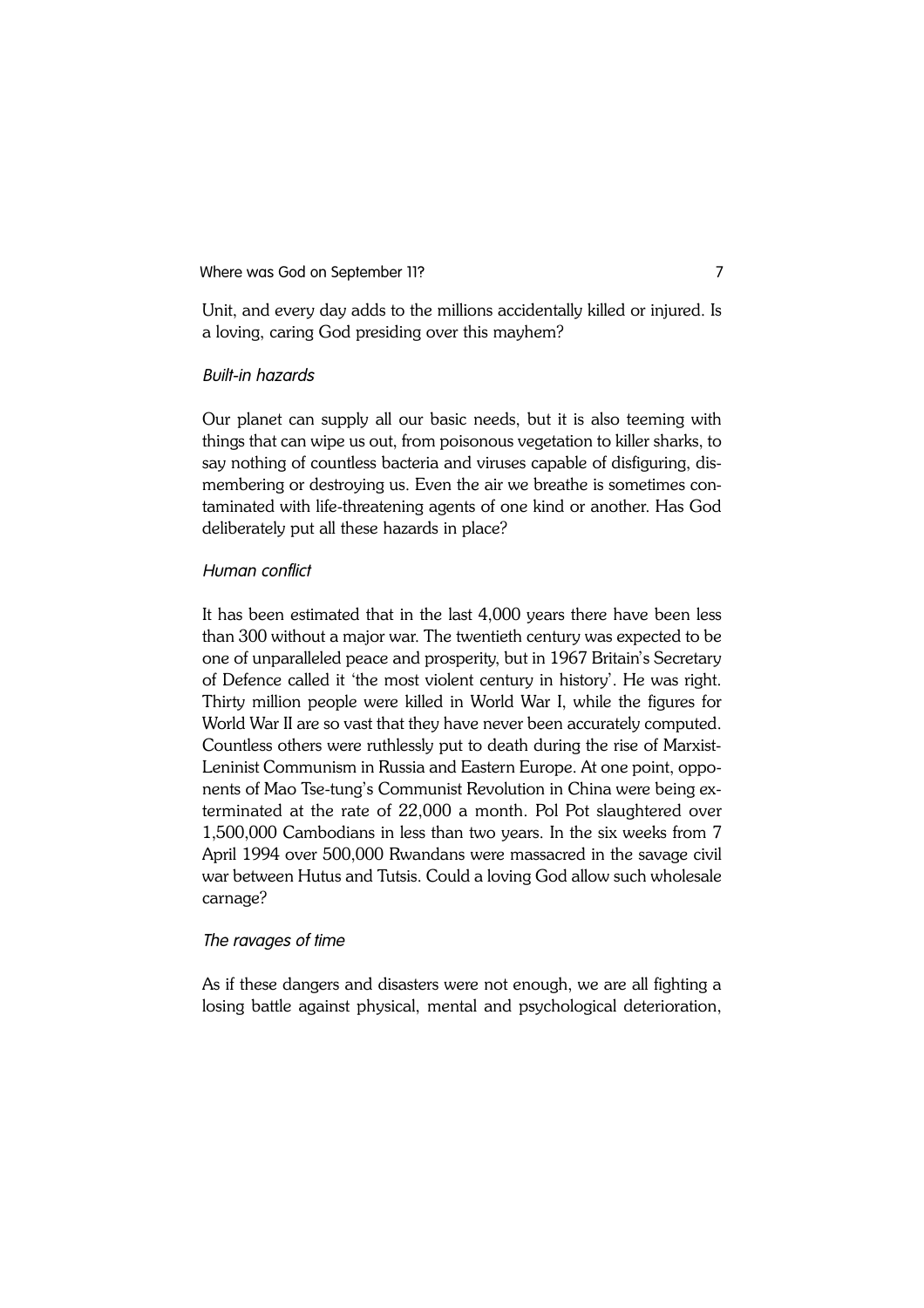Unit, and every day adds to the millions accidentally killed or injured. Is a loving, caring God presiding over this mayhem?

### *Built-in hazards*

Our planet can supply all our basic needs, but it is also teeming with things that can wipe us out, from poisonous vegetation to killer sharks, to say nothing of countless bacteria and viruses capable of disfiguring, dismembering or destroying us. Even the air we breathe is sometimes contaminated with life-threatening agents of one kind or another. Has God deliberately put all these hazards in place?

### *Human conflict*

It has been estimated that in the last 4,000 years there have been less than 300 without a major war. The twentieth century was expected to be one of unparalleled peace and prosperity, but in 1967 Britain's Secretary of Defence called it 'the most violent century in history'. He was right. Thirty million people were killed in World War I, while the figures for World War II are so vast that they have never been accurately computed. Countless others were ruthlessly put to death during the rise of Marxist-Leninist Communism in Russia and Eastern Europe. At one point, opponents of Mao Tse-tung's Communist Revolution in China were being exterminated at the rate of 22,000 a month. Pol Pot slaughtered over 1,500,000 Cambodians in less than two years. In the six weeks from 7 April 1994 over 500,000 Rwandans were massacred in the savage civil war between Hutus and Tutsis. Could a loving God allow such wholesale carnage?

### *The ravages of time*

As if these dangers and disasters were not enough, we are all fighting a losing battle against physical, mental and psychological deterioration,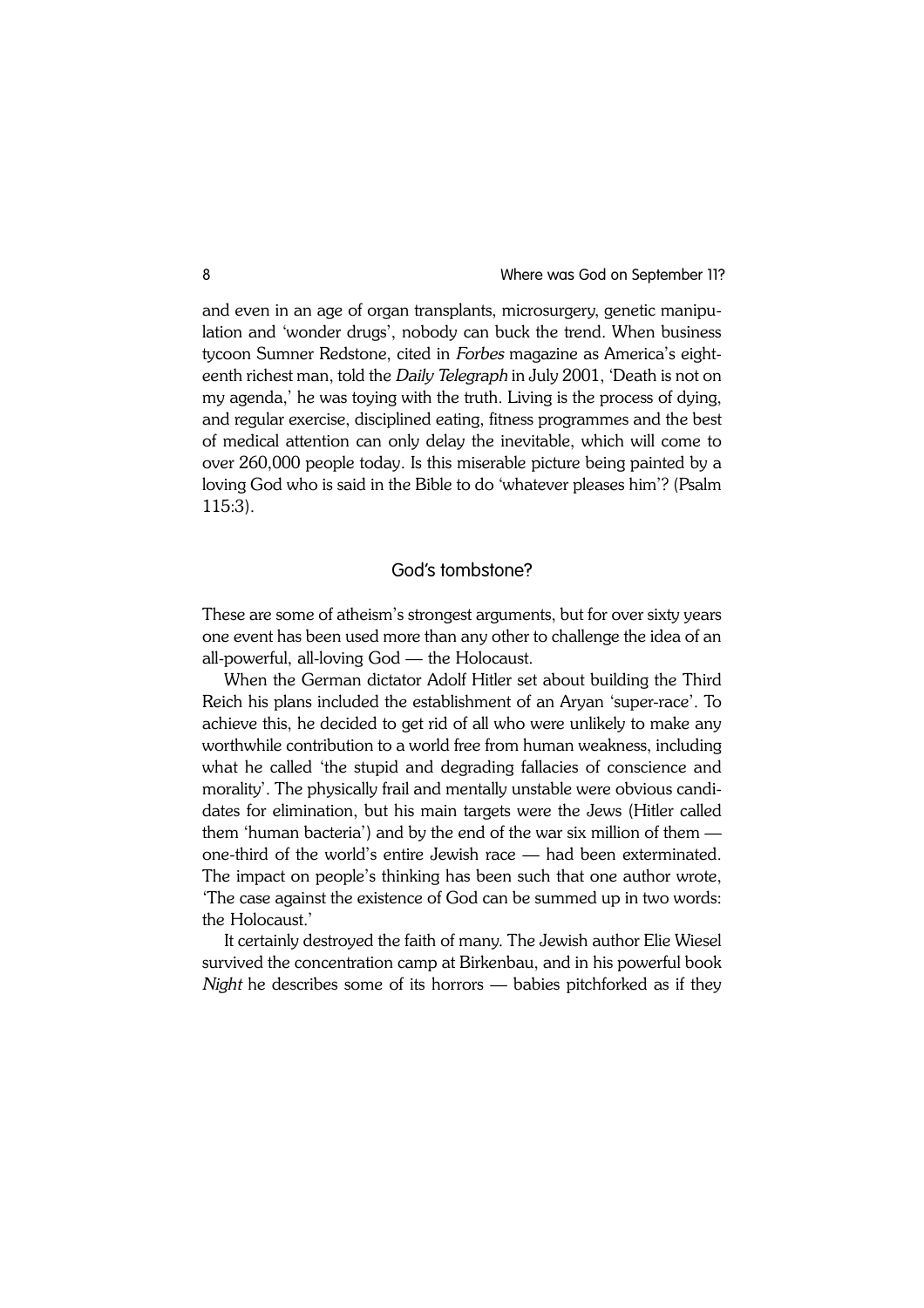and even in an age of organ transplants, microsurgery, genetic manipulation and 'wonder drugs', nobody can buck the trend. When business tycoon Sumner Redstone, cited in *Forbes* magazine as America's eighteenth richest man, told the *Daily Telegraph* in July 2001, 'Death is not on my agenda,' he was toying with the truth. Living is the process of dying, and regular exercise, disciplined eating, fitness programmes and the best of medical attention can only delay the inevitable, which will come to over 260,000 people today. Is this miserable picture being painted by a loving God who is said in the Bible to do 'whatever pleases him'? (Psalm 115:3).

## God's tombstone?

These are some of atheism's strongest arguments, but for over sixty years one event has been used more than any other to challenge the idea of an all-powerful, all-loving God — the Holocaust.

When the German dictator Adolf Hitler set about building the Third Reich his plans included the establishment of an Aryan 'super-race'. To achieve this, he decided to get rid of all who were unlikely to make any worthwhile contribution to a world free from human weakness, including what he called 'the stupid and degrading fallacies of conscience and morality'. The physically frail and mentally unstable were obvious candidates for elimination, but his main targets were the Jews (Hitler called them 'human bacteria') and by the end of the war six million of them — one-third of the world's entire Jewish race — had been exterminated. The impact on people's thinking has been such that one author wrote, 'The case against the existence of God can be summed up in two words: the Holocaust.'

It certainly destroyed the faith of many. The Jewish author Elie Wiesel survived the concentration camp at Birkenbau, and in his powerful book *Night* he describes some of its horrors — babies pitchforked as if they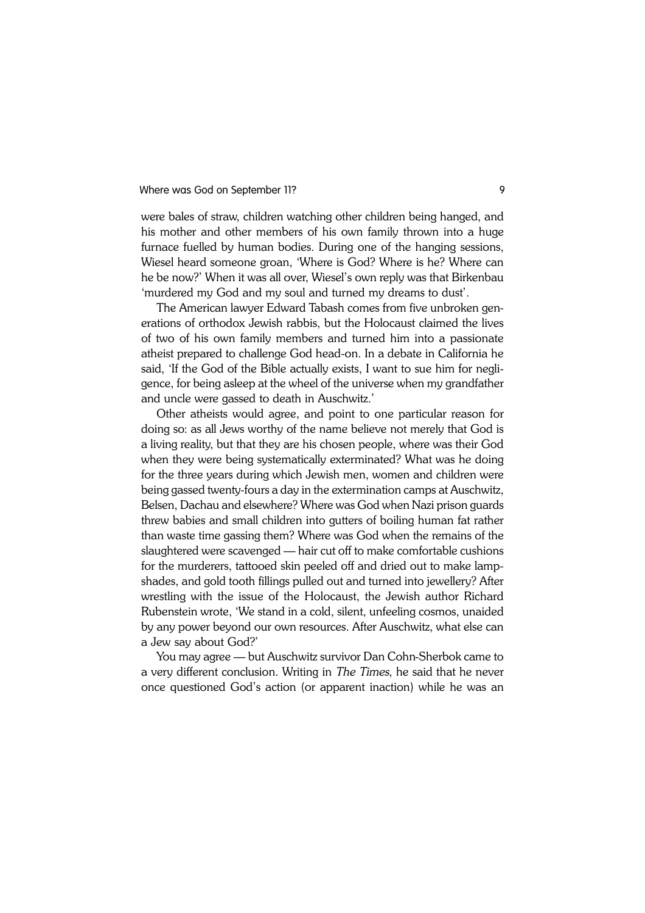were bales of straw, children watching other children being hanged, and his mother and other members of his own family thrown into a huge furnace fuelled by human bodies. During one of the hanging sessions, Wiesel heard someone groan, 'Where is God? Where is he? Where can he be now?' When it was all over, Wiesel's own reply was that Birkenbau 'murdered my God and my soul and turned my dreams to dust'.

The American lawyer Edward Tabash comes from five unbroken generations of orthodox Jewish rabbis, but the Holocaust claimed the lives of two of his own family members and turned him into a passionate atheist prepared to challenge God head-on. In a debate in California he said, 'If the God of the Bible actually exists, I want to sue him for negligence, for being asleep at the wheel of the universe when my grandfather and uncle were gassed to death in Auschwitz.'

Other atheists would agree, and point to one particular reason for doing so: as all Jews worthy of the name believe not merely that God is a living reality, but that they are his chosen people, where was their God when they were being systematically exterminated? What was he doing for the three years during which Jewish men, women and children were being gassed twenty-fours a day in the extermination camps at Auschwitz, Belsen, Dachau and elsewhere? Where was God when Nazi prison guards threw babies and small children into gutters of boiling human fat rather than waste time gassing them? Where was God when the remains of the slaughtered were scavenged — hair cut off to make comfortable cushions for the murderers, tattooed skin peeled off and dried out to make lampshades, and gold tooth fillings pulled out and turned into jewellery? After wrestling with the issue of the Holocaust, the Jewish author Richard Rubenstein wrote, 'We stand in a cold, silent, unfeeling cosmos, unaided by any power beyond our own resources. After Auschwitz, what else can a Jew say about God?'

You may agree — but Auschwitz survivor Dan Cohn-Sherbok came to a very different conclusion. Writing in *The Times*, he said that he never once questioned God's action (or apparent inaction) while he was an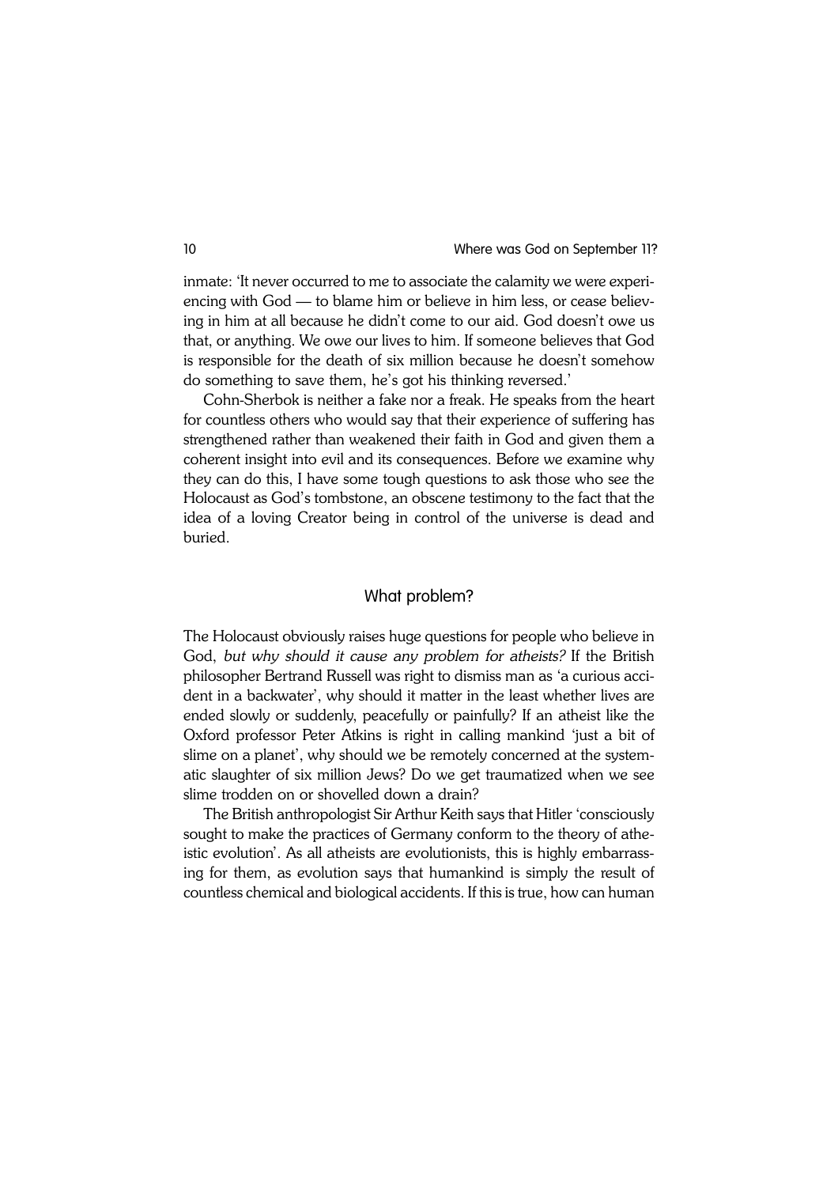inmate: 'It never occurred to me to associate the calamity we were experiencing with God — to blame him or believe in him less, or cease believing in him at all because he didn't come to our aid. God doesn't owe us that, or anything. We owe our lives to him. If someone believes that God is responsible for the death of six million because he doesn't somehow do something to save them, he's got his thinking reversed.'

Cohn-Sherbok is neither a fake nor a freak. He speaks from the heart for countless others who would say that their experience of suffering has strengthened rather than weakened their faith in God and given them a coherent insight into evil and its consequences. Before we examine why they can do this, I have some tough questions to ask those who see the Holocaust as God's tombstone, an obscene testimony to the fact that the idea of a loving Creator being in control of the universe is dead and buried.

## What problem?

The Holocaust obviously raises huge questions for people who believe in God, *but why should it cause any problem for atheists?* If the British philosopher Bertrand Russell was right to dismiss man as 'a curious accident in a backwater', why should it matter in the least whether lives are ended slowly or suddenly, peacefully or painfully? If an atheist like the Oxford professor Peter Atkins is right in calling mankind 'just a bit of slime on a planet', why should we be remotely concerned at the systematic slaughter of six million Jews? Do we get traumatized when we see slime trodden on or shovelled down a drain?

The British anthropologist Sir Arthur Keith says that Hitler 'consciously sought to make the practices of Germany conform to the theory of atheistic evolution'. As all atheists are evolutionists, this is highly embarrassing for them, as evolution says that humankind is simply the result of countless chemical and biological accidents. If this is true, how can human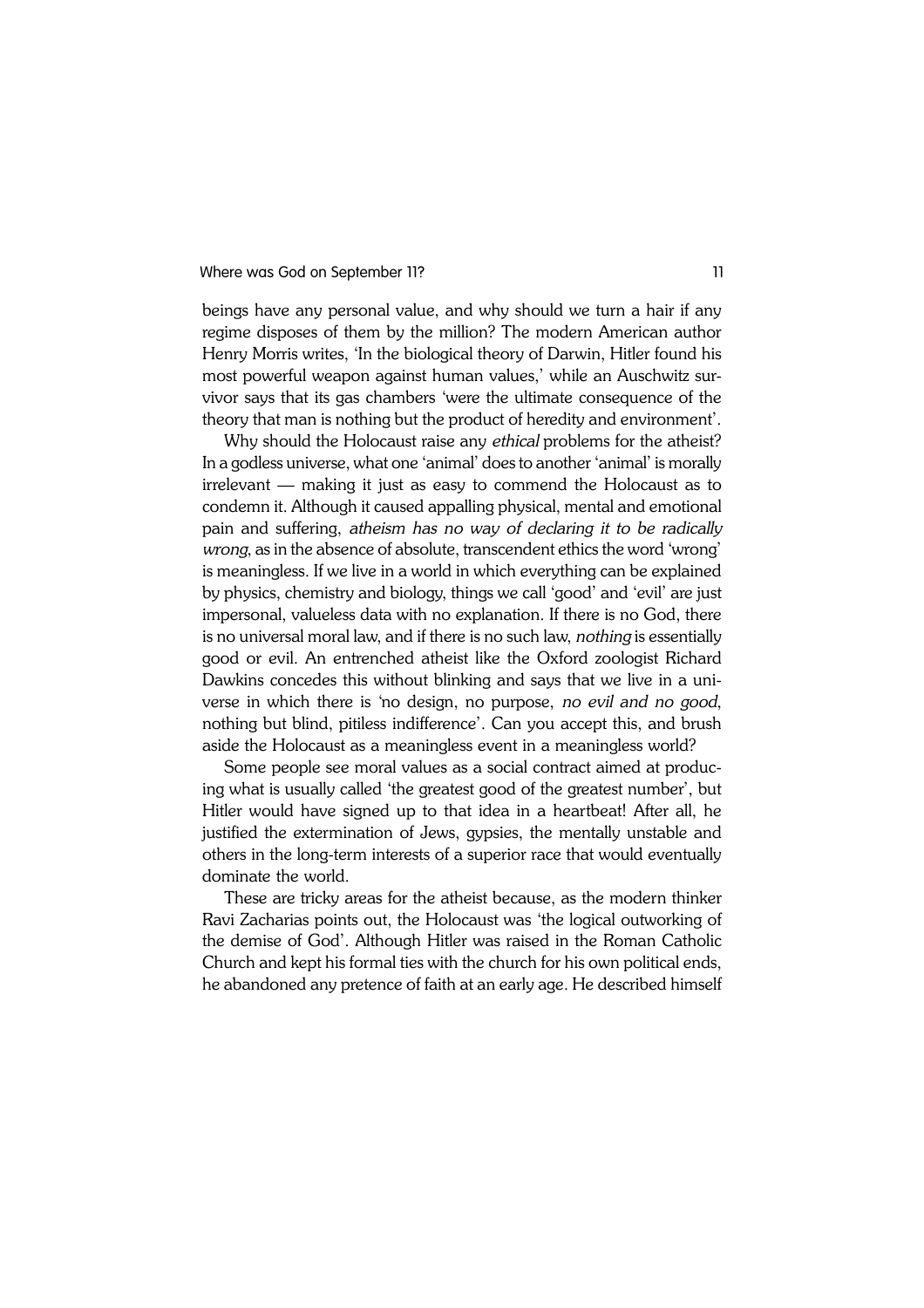beings have any personal value, and why should we turn a hair if any regime disposes of them by the million? The modern American author Henry Morris writes, 'In the biological theory of Darwin, Hitler found his most powerful weapon against human values,' while an Auschwitz survivor says that its gas chambers 'were the ultimate consequence of the theory that man is nothing but the product of heredity and environment'.

Why should the Holocaust raise any *ethical* problems for the atheist? In a godless universe, what one 'animal' does to another 'animal' is morally irrelevant — making it just as easy to commend the Holocaust as to condemn it. Although it caused appalling physical, mental and emotional pain and suffering, *atheism has no way of declaring it to be radically wrong*, as in the absence of absolute, transcendent ethics the word 'wrong' is meaningless. If we live in a world in which everything can be explained by physics, chemistry and biology, things we call 'good' and 'evil' are just impersonal, valueless data with no explanation. If there is no God, there is no universal moral law, and if there is no such law, *nothing* is essentially good or evil. An entrenched atheist like the Oxford zoologist Richard Dawkins concedes this without blinking and says that we live in a universe in which there is 'no design, no purpose, *no evil and no good*, nothing but blind, pitiless indifference'. Can you accept this, and brush aside the Holocaust as a meaningless event in a meaningless world?

Some people see moral values as a social contract aimed at producing what is usually called 'the greatest good of the greatest number', but Hitler would have signed up to that idea in a heartbeat! After all, he justified the extermination of Jews, gypsies, the mentally unstable and others in the long-term interests of a superior race that would eventually dominate the world.

These are tricky areas for the atheist because, as the modern thinker Ravi Zacharias points out, the Holocaust was 'the logical outworking of the demise of God'. Although Hitler was raised in the Roman Catholic Church and kept his formal ties with the church for his own political ends, he abandoned any pretence of faith at an early age. He described himself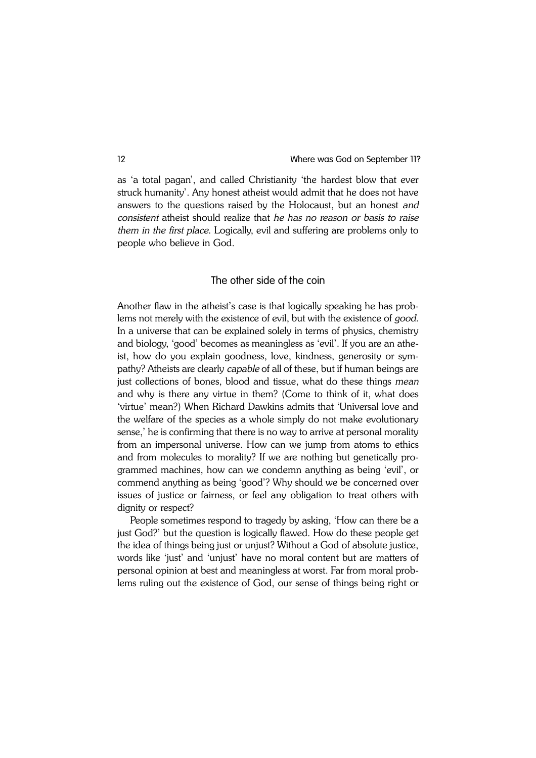as 'a total pagan', and called Christianity 'the hardest blow that ever struck humanity'. Any honest atheist would admit that he does not have answers to the questions raised by the Holocaust, but an honest *and consistent* atheist should realize that *he has no reason or basis to raise them in the first place.* Logically, evil and suffering are problems only to people who believe in God.

## The other side of the coin

Another flaw in the atheist's case is that logically speaking he has problems not merely with the existence of evil, but with the existence of *good.* In a universe that can be explained solely in terms of physics, chemistry and biology, 'good' becomes as meaningless as 'evil'. If you are an atheist, how do you explain goodness, love, kindness, generosity or sympathy? Atheists are clearly *capable* of all of these, but if human beings are just collections of bones, blood and tissue, what do these things *mean* and why is there any virtue in them? (Come to think of it, what does 'virtue' mean?) When Richard Dawkins admits that 'Universal love and the welfare of the species as a whole simply do not make evolutionary sense,' he is confirming that there is no way to arrive at personal morality from an impersonal universe. How can we jump from atoms to ethics and from molecules to morality? If we are nothing but genetically programmed machines, how can we condemn anything as being 'evil', or commend anything as being 'good'? Why should we be concerned over issues of justice or fairness, or feel any obligation to treat others with dignity or respect?

People sometimes respond to tragedy by asking, 'How can there be a just God?' but the question is logically flawed. How do these people get the idea of things being just or unjust? Without a God of absolute justice, words like 'just' and 'unjust' have no moral content but are matters of personal opinion at best and meaningless at worst. Far from moral problems ruling out the existence of God, our sense of things being right or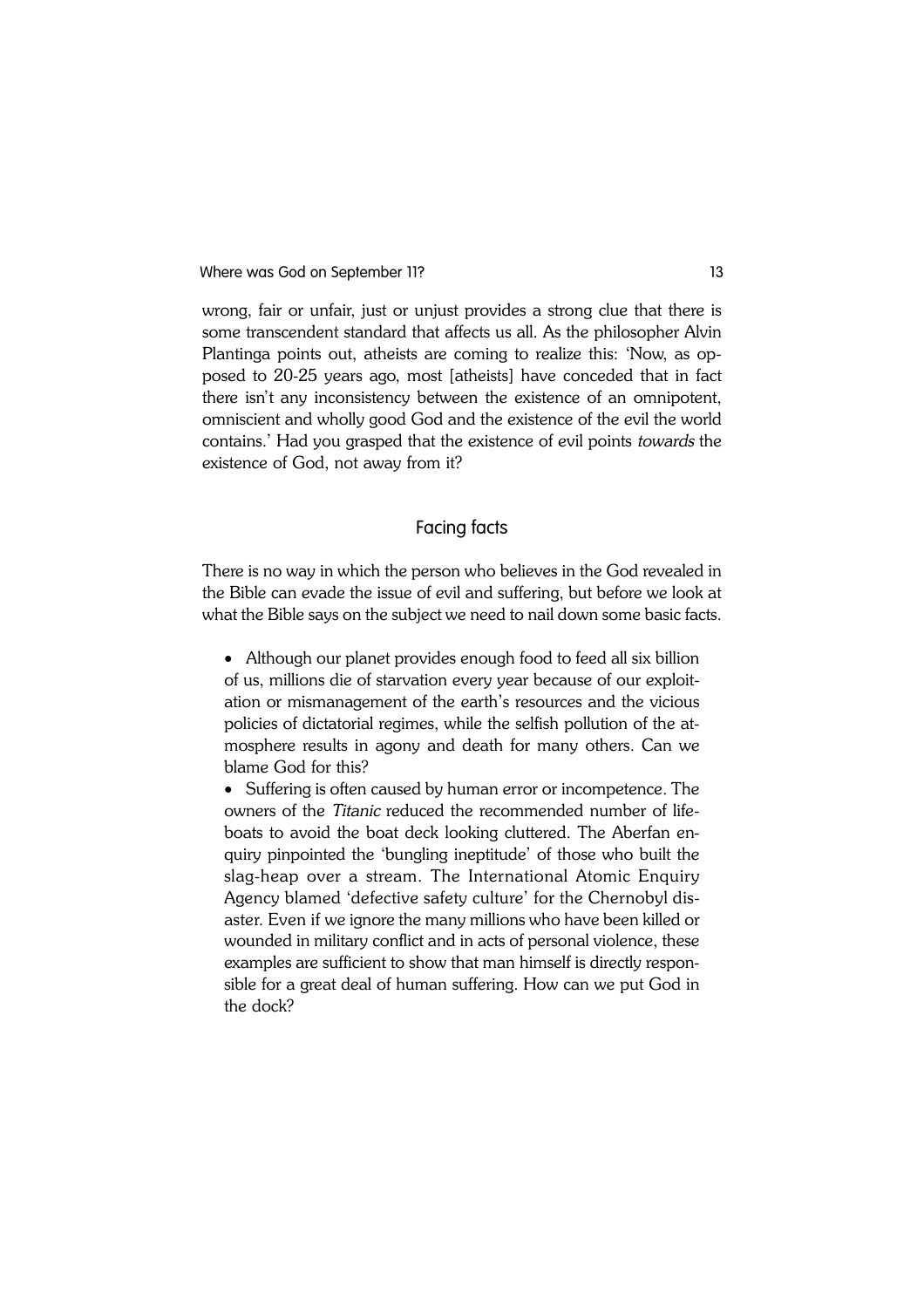wrong, fair or unfair, just or unjust provides a strong clue that there is some transcendent standard that affects us all. As the philosopher Alvin Plantinga points out, atheists are coming to realize this: 'Now, as opposed to 20-25 years ago, most [atheists] have conceded that in fact there isn't any inconsistency between the existence of an omnipotent, omniscient and wholly good God and the existence of the evil the world contains.' Had you grasped that the existence of evil points *towards* the existence of God, not away from it?

## Facing facts

There is no way in which the person who believes in the God revealed in the Bible can evade the issue of evil and suffering, but before we look at what the Bible says on the subject we need to nail down some basic facts.

- Although our planet provides enough food to feed all six billion of us, millions die of starvation every year because of our exploitation or mismanagement of the earth's resources and the vicious policies of dictatorial regimes, while the selfish pollution of the atmosphere results in agony and death for many others. Can we blame God for this?
- Suffering is often caused by human error or incompetence. The owners of the *Titanic* reduced the recommended number of lifeboats to avoid the boat deck looking cluttered. The Aberfan enquiry pinpointed the 'bungling ineptitude' of those who built the slag-heap over a stream. The International Atomic Enquiry Agency blamed 'defective safety culture' for the Chernobyl disaster. Even if we ignore the many millions who have been killed or wounded in military conflict and in acts of personal violence, these examples are sufficient to show that man himself is directly responsible for a great deal of human suffering. How can we put God in the dock?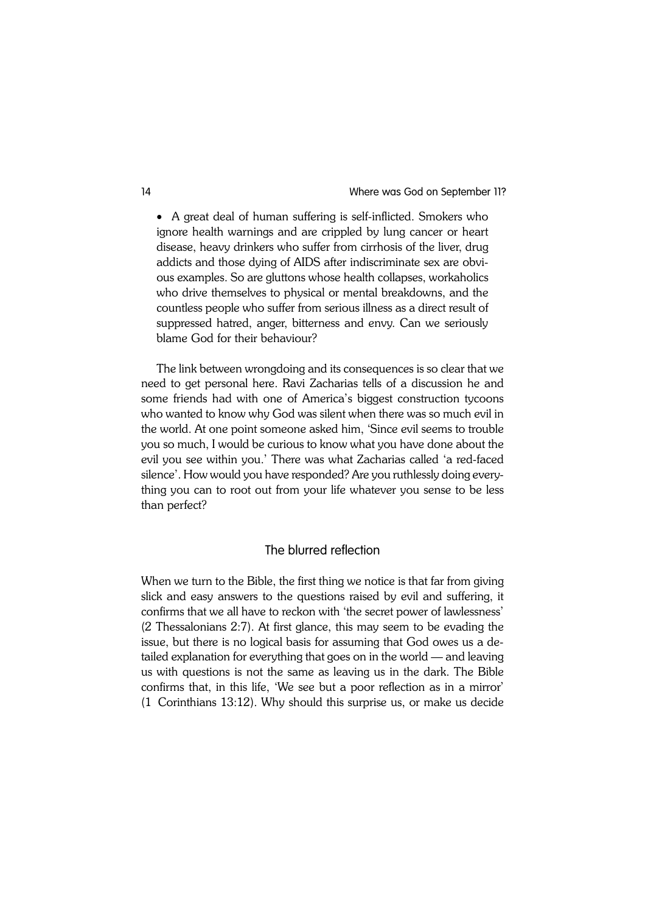- A great deal of human suffering is self-inflicted. Smokers who ignore health warnings and are crippled by lung cancer or heart disease, heavy drinkers who suffer from cirrhosis of the liver, drug addicts and those dying of AIDS after indiscriminate sex are obvious examples. So are gluttons whose health collapses, workaholics who drive themselves to physical or mental breakdowns, and the countless people who suffer from serious illness as a direct result of suppressed hatred, anger, bitterness and envy. Can we seriously blame God for their behaviour?

The link between wrongdoing and its consequences is so clear that we need to get personal here. Ravi Zacharias tells of a discussion he and some friends had with one of America's biggest construction tycoons who wanted to know why God was silent when there was so much evil in the world. At one point someone asked him, 'Since evil seems to trouble you so much, I would be curious to know what you have done about the evil you see within you.' There was what Zacharias called 'a red-faced silence'. How would you have responded? Are you ruthlessly doing everything you can to root out from your life whatever you sense to be less than perfect?

## The blurred reflection

When we turn to the Bible, the first thing we notice is that far from giving slick and easy answers to the questions raised by evil and suffering, it confirms that we all have to reckon with 'the secret power of lawlessness' (2 Thessalonians 2:7). At first glance, this may seem to be evading the issue, but there is no logical basis for assuming that God owes us a detailed explanation for everything that goes on in the world — and leaving us with questions is not the same as leaving us in the dark. The Bible confirms that, in this life, 'We see but a poor reflection as in a mirror' (1 Corinthians 13:12). Why should this surprise us, or make us decide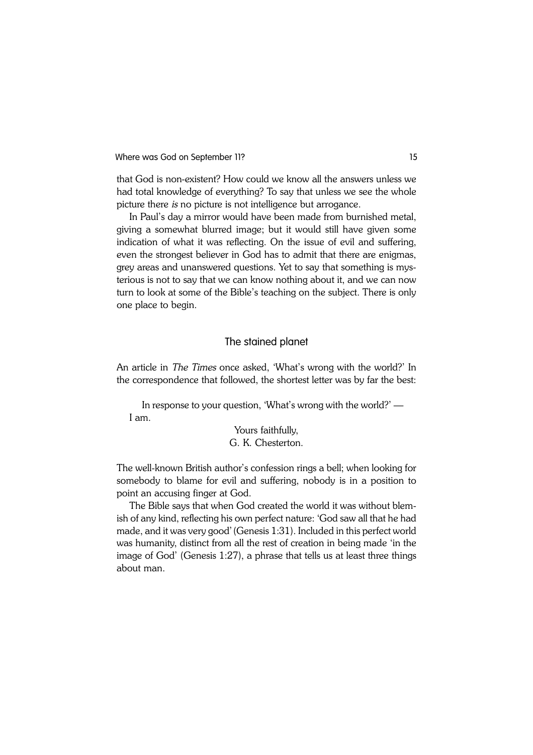that God is non-existent? How could we know all the answers unless we had total knowledge of everything? To say that unless we see the whole picture there *is* no picture is not intelligence but arrogance.

In Paul's day a mirror would have been made from burnished metal, giving a somewhat blurred image; but it would still have given some indication of what it was reflecting. On the issue of evil and suffering, even the strongest believer in God has to admit that there are enigmas, grey areas and unanswered questions. Yet to say that something is mysterious is not to say that we can know nothing about it, and we can now turn to look at some of the Bible's teaching on the subject. There is only one place to begin.

## The stained planet

An article in *The Times* once asked, 'What's wrong with the world?' In the correspondence that followed, the shortest letter was by far the best:

> In response to your question, 'What's wrong with the world?' —
> I am.
>
> Yours faithfully,
> G. K. Chesterton.

The well-known British author's confession rings a bell; when looking for somebody to blame for evil and suffering, nobody is in a position to point an accusing finger at God.

The Bible says that when God created the world it was without blemish of any kind, reflecting his own perfect nature: 'God saw all that he had made, and it was very good' (Genesis 1:31). Included in this perfect world was humanity, distinct from all the rest of creation in being made 'in the image of God' (Genesis 1:27), a phrase that tells us at least three things about man.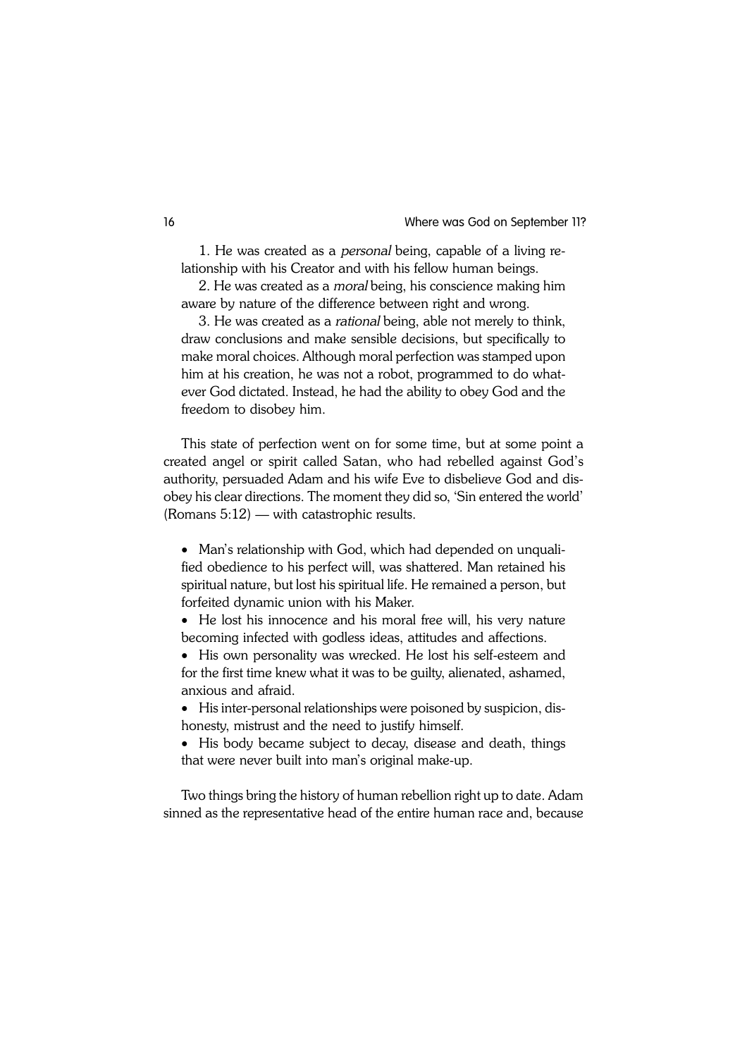1. He was created as a *personal* being, capable of a living relationship with his Creator and with his fellow human beings.

2. He was created as a *moral* being, his conscience making him aware by nature of the difference between right and wrong.

3. He was created as a *rational* being, able not merely to think, draw conclusions and make sensible decisions, but specifically to make moral choices. Although moral perfection was stamped upon him at his creation, he was not a robot, programmed to do whatever God dictated. Instead, he had the ability to obey God and the freedom to disobey him.

This state of perfection went on for some time, but at some point a created angel or spirit called Satan, who had rebelled against God's authority, persuaded Adam and his wife Eve to disbelieve God and disobey his clear directions. The moment they did so, 'Sin entered the world' (Romans 5:12) — with catastrophic results.

- Man's relationship with God, which had depended on unqualified obedience to his perfect will, was shattered. Man retained his spiritual nature, but lost his spiritual life. He remained a person, but forfeited dynamic union with his Maker.
- He lost his innocence and his moral free will, his very nature becoming infected with godless ideas, attitudes and affections.
- His own personality was wrecked. He lost his self-esteem and for the first time knew what it was to be guilty, alienated, ashamed, anxious and afraid.
- His inter-personal relationships were poisoned by suspicion, dishonesty, mistrust and the need to justify himself.
- His body became subject to decay, disease and death, things that were never built into man's original make-up.

Two things bring the history of human rebellion right up to date. Adam sinned as the representative head of the entire human race and, because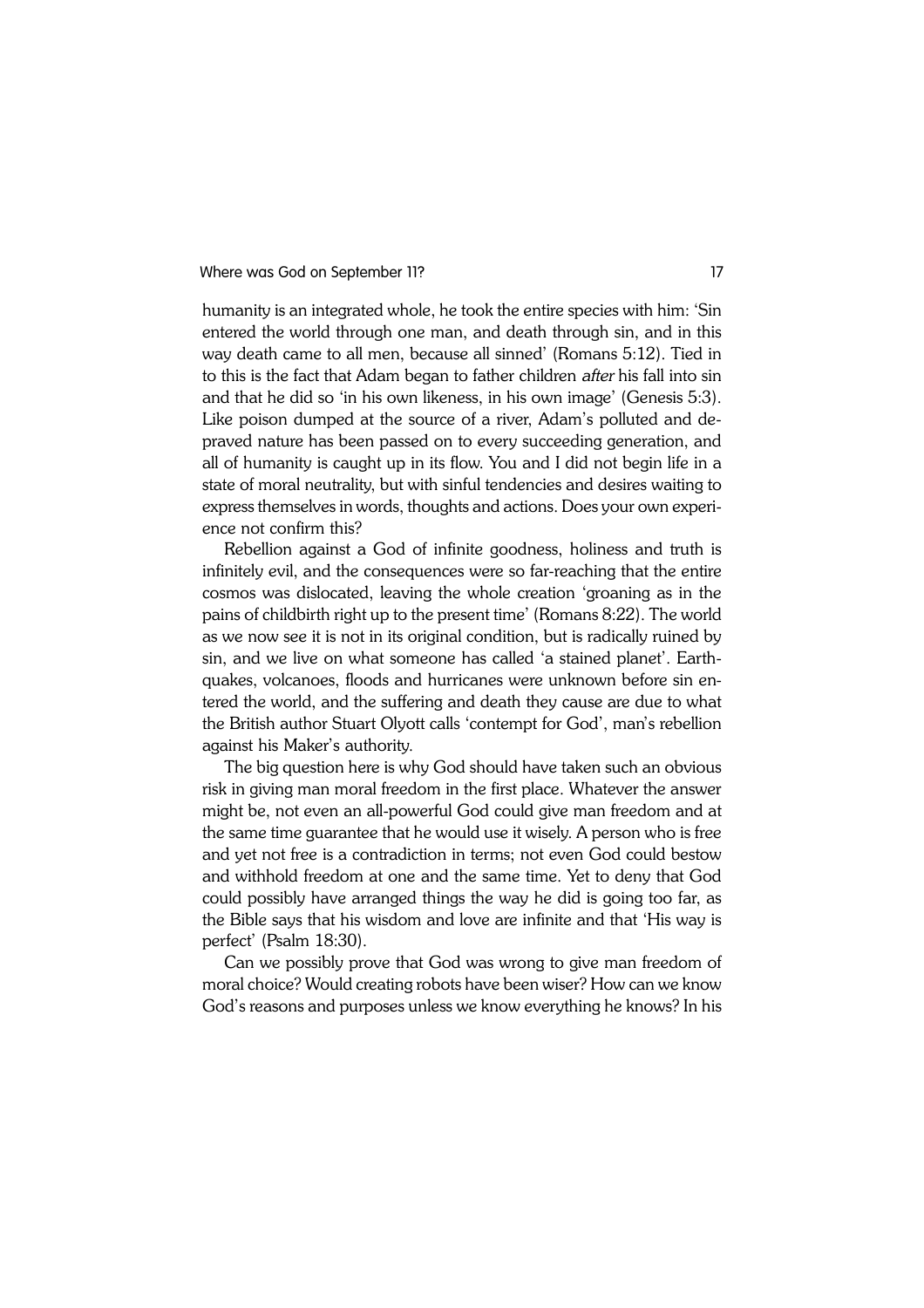humanity is an integrated whole, he took the entire species with him: 'Sin entered the world through one man, and death through sin, and in this way death came to all men, because all sinned' (Romans 5:12). Tied in to this is the fact that Adam began to father children *after* his fall into sin and that he did so 'in his own likeness, in his own image' (Genesis 5:3). Like poison dumped at the source of a river, Adam's polluted and depraved nature has been passed on to every succeeding generation, and all of humanity is caught up in its flow. You and I did not begin life in a state of moral neutrality, but with sinful tendencies and desires waiting to express themselves in words, thoughts and actions. Does your own experience not confirm this?

Rebellion against a God of infinite goodness, holiness and truth is infinitely evil, and the consequences were so far-reaching that the entire cosmos was dislocated, leaving the whole creation 'groaning as in the pains of childbirth right up to the present time' (Romans 8:22). The world as we now see it is not in its original condition, but is radically ruined by sin, and we live on what someone has called 'a stained planet'. Earthquakes, volcanoes, floods and hurricanes were unknown before sin entered the world, and the suffering and death they cause are due to what the British author Stuart Olyott calls 'contempt for God', man's rebellion against his Maker's authority.

The big question here is why God should have taken such an obvious risk in giving man moral freedom in the first place. Whatever the answer might be, not even an all-powerful God could give man freedom and at the same time guarantee that he would use it wisely. A person who is free and yet not free is a contradiction in terms; not even God could bestow and withhold freedom at one and the same time. Yet to deny that God could possibly have arranged things the way he did is going too far, as the Bible says that his wisdom and love are infinite and that 'His way is perfect' (Psalm 18:30).

Can we possibly prove that God was wrong to give man freedom of moral choice? Would creating robots have been wiser? How can we know God's reasons and purposes unless we know everything he knows? In his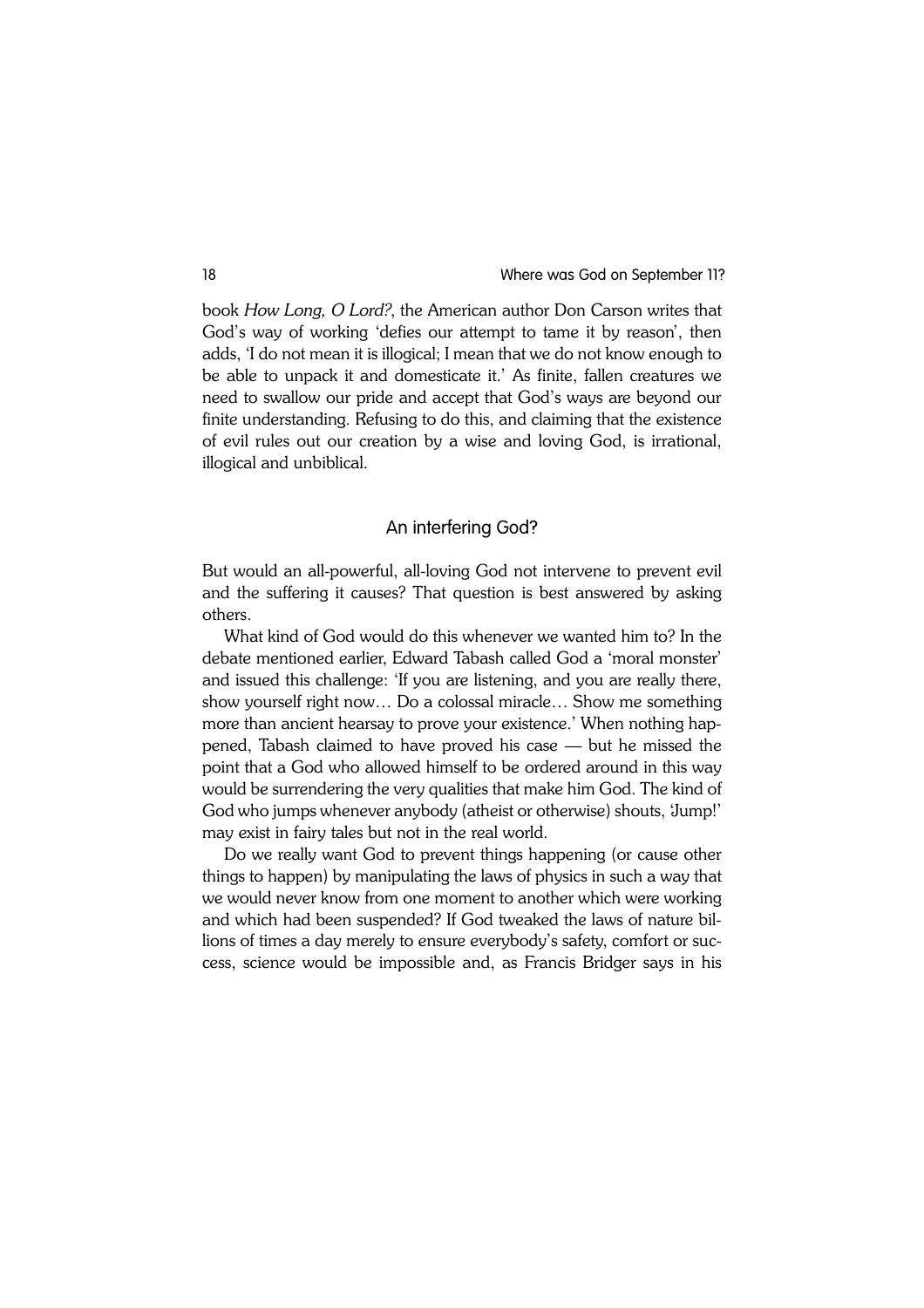book *How Long, O Lord?*, the American author Don Carson writes that God's way of working 'defies our attempt to tame it by reason', then adds, 'I do not mean it is illogical; I mean that we do not know enough to be able to unpack it and domesticate it.' As finite, fallen creatures we need to swallow our pride and accept that God's ways are beyond our finite understanding. Refusing to do this, and claiming that the existence of evil rules out our creation by a wise and loving God, is irrational, illogical and unbiblical.

## An interfering God?

But would an all-powerful, all-loving God not intervene to prevent evil and the suffering it causes? That question is best answered by asking others.

What kind of God would do this whenever we wanted him to? In the debate mentioned earlier, Edward Tabash called God a 'moral monster' and issued this challenge: 'If you are listening, and you are really there, show yourself right now… Do a colossal miracle… Show me something more than ancient hearsay to prove your existence.' When nothing happened, Tabash claimed to have proved his case — but he missed the point that a God who allowed himself to be ordered around in this way would be surrendering the very qualities that make him God. The kind of God who jumps whenever anybody (atheist or otherwise) shouts, 'Jump!' may exist in fairy tales but not in the real world.

Do we really want God to prevent things happening (or cause other things to happen) by manipulating the laws of physics in such a way that we would never know from one moment to another which were working and which had been suspended? If God tweaked the laws of nature billions of times a day merely to ensure everybody's safety, comfort or success, science would be impossible and, as Francis Bridger says in his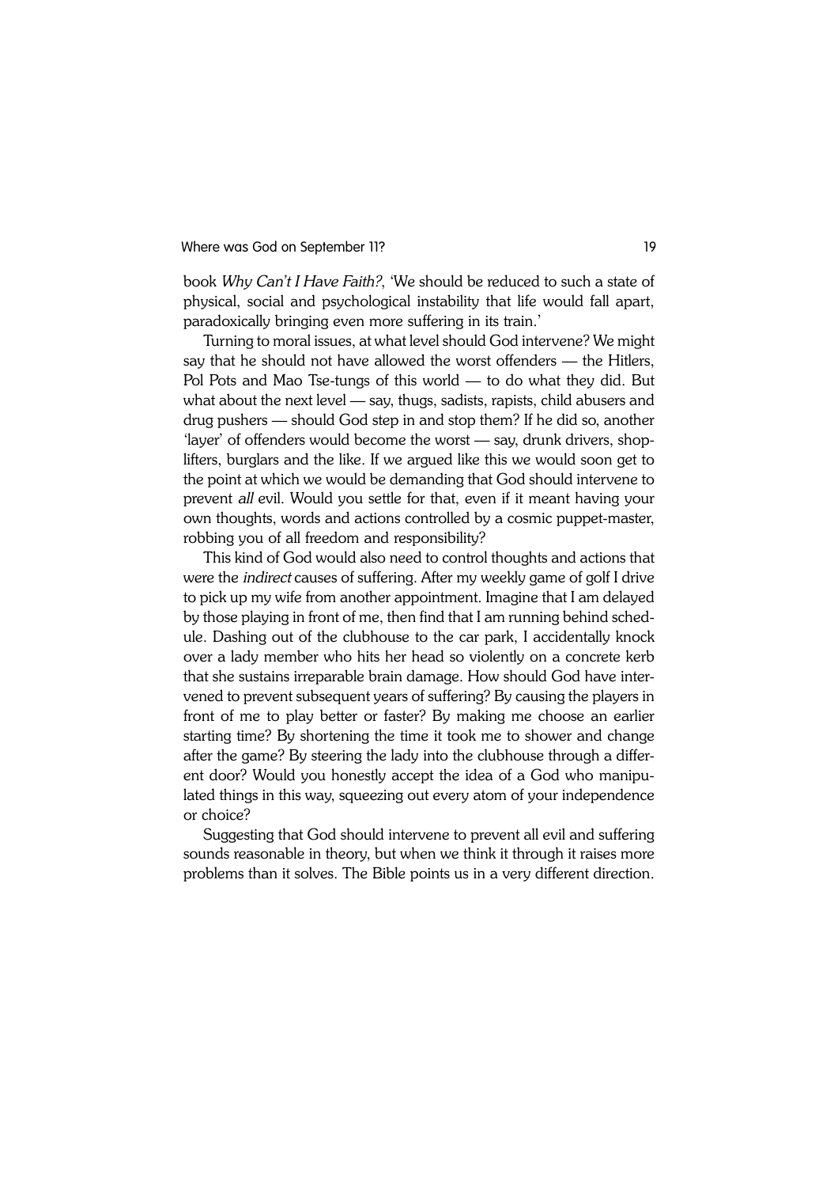book *Why Can't I Have Faith?*, 'We should be reduced to such a state of physical, social and psychological instability that life would fall apart, paradoxically bringing even more suffering in its train.'

Turning to moral issues, at what level should God intervene? We might say that he should not have allowed the worst offenders — the Hitlers, Pol Pots and Mao Tse-tungs of this world — to do what they did. But what about the next level — say, thugs, sadists, rapists, child abusers and drug pushers — should God step in and stop them? If he did so, another 'layer' of offenders would become the worst — say, drunk drivers, shoplifters, burglars and the like. If we argued like this we would soon get to the point at which we would be demanding that God should intervene to prevent *all* evil. Would you settle for that, even if it meant having your own thoughts, words and actions controlled by a cosmic puppet-master, robbing you of all freedom and responsibility?

This kind of God would also need to control thoughts and actions that were the *indirect* causes of suffering. After my weekly game of golf I drive to pick up my wife from another appointment. Imagine that I am delayed by those playing in front of me, then find that I am running behind schedule. Dashing out of the clubhouse to the car park, I accidentally knock over a lady member who hits her head so violently on a concrete kerb that she sustains irreparable brain damage. How should God have intervened to prevent subsequent years of suffering? By causing the players in front of me to play better or faster? By making me choose an earlier starting time? By shortening the time it took me to shower and change after the game? By steering the lady into the clubhouse through a different door? Would you honestly accept the idea of a God who manipulated things in this way, squeezing out every atom of your independence or choice?

Suggesting that God should intervene to prevent all evil and suffering sounds reasonable in theory, but when we think it through it raises more problems than it solves. The Bible points us in a very different direction.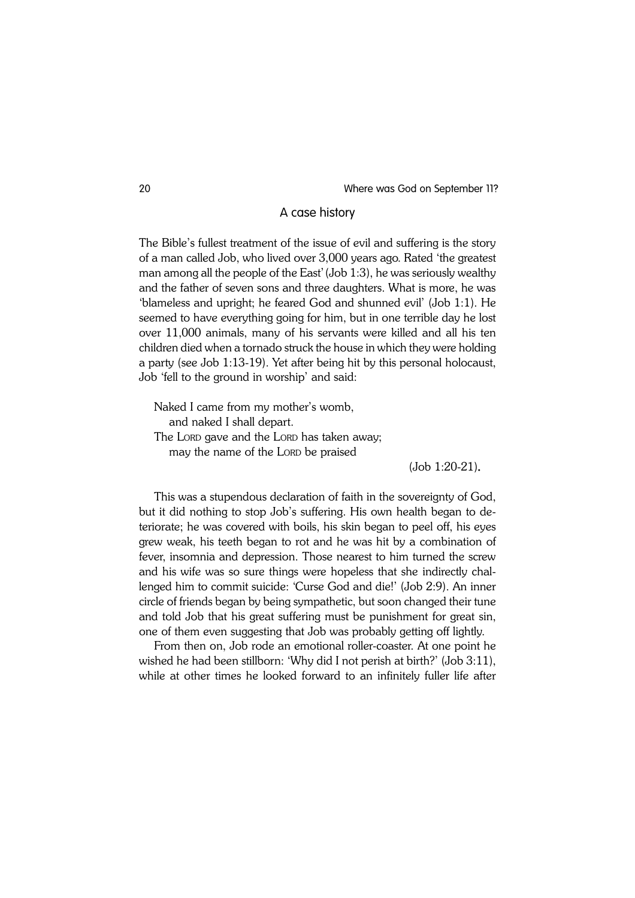## A case history

The Bible's fullest treatment of the issue of evil and suffering is the story of a man called Job, who lived over 3,000 years ago. Rated 'the greatest man among all the people of the East' (Job 1:3), he was seriously wealthy and the father of seven sons and three daughters. What is more, he was 'blameless and upright; he feared God and shunned evil' (Job 1:1). He seemed to have everything going for him, but in one terrible day he lost over 11,000 animals, many of his servants were killed and all his ten children died when a tornado struck the house in which they were holding a party (see Job 1:13-19). Yet after being hit by this personal holocaust, Job 'fell to the ground in worship' and said:

> Naked I came from my mother's womb,
> and naked I shall depart.
> The LORD gave and the LORD has taken away;
> may the name of the LORD be praised
>
> (Job 1:20-21).

This was a stupendous declaration of faith in the sovereignty of God, but it did nothing to stop Job's suffering. His own health began to deteriorate; he was covered with boils, his skin began to peel off, his eyes grew weak, his teeth began to rot and he was hit by a combination of fever, insomnia and depression. Those nearest to him turned the screw and his wife was so sure things were hopeless that she indirectly challenged him to commit suicide: 'Curse God and die!' (Job 2:9). An inner circle of friends began by being sympathetic, but soon changed their tune and told Job that his great suffering must be punishment for great sin, one of them even suggesting that Job was probably getting off lightly.

From then on, Job rode an emotional roller-coaster. At one point he wished he had been stillborn: 'Why did I not perish at birth?' (Job 3:11), while at other times he looked forward to an infinitely fuller life after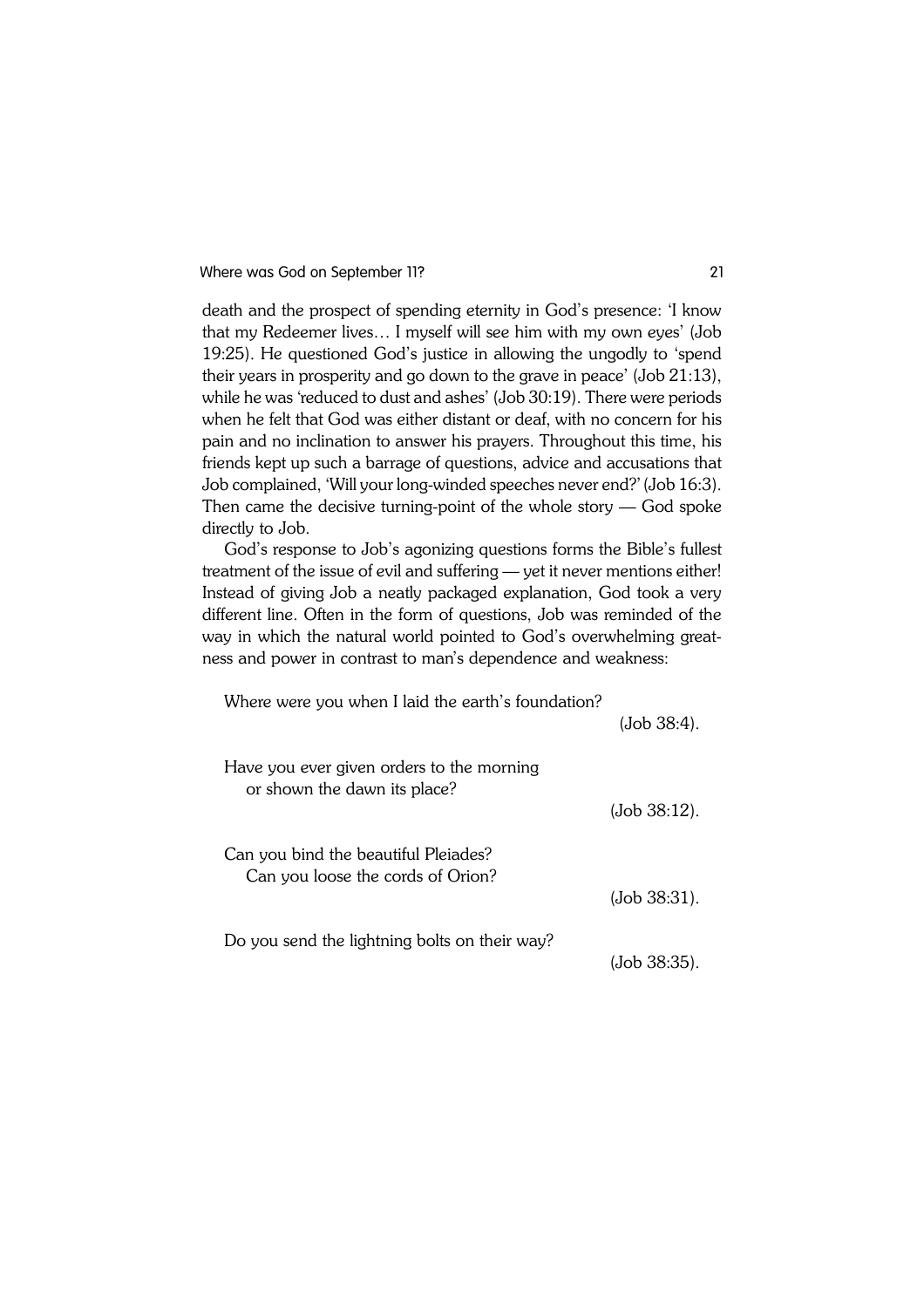death and the prospect of spending eternity in God's presence: 'I know that my Redeemer lives… I myself will see him with my own eyes' (Job 19:25). He questioned God's justice in allowing the ungodly to 'spend their years in prosperity and go down to the grave in peace' (Job 21:13), while he was 'reduced to dust and ashes' (Job 30:19). There were periods when he felt that God was either distant or deaf, with no concern for his pain and no inclination to answer his prayers. Throughout this time, his friends kept up such a barrage of questions, advice and accusations that Job complained, 'Will your long-winded speeches never end?' (Job 16:3). Then came the decisive turning-point of the whole story — God spoke directly to Job.

God's response to Job's agonizing questions forms the Bible's fullest treatment of the issue of evil and suffering — yet it never mentions either! Instead of giving Job a neatly packaged explanation, God took a very different line. Often in the form of questions, Job was reminded of the way in which the natural world pointed to God's overwhelming greatness and power in contrast to man's dependence and weakness:

> Where were you when I laid the earth's foundation?
>
> (Job 38:4).

> Have you ever given orders to the morning
> or shown the dawn its place?
>
> (Job 38:12).

> Can you bind the beautiful Pleiades?
> Can you loose the cords of Orion?
>
> (Job 38:31).

> Do you send the lightning bolts on their way?
>
> (Job 38:35).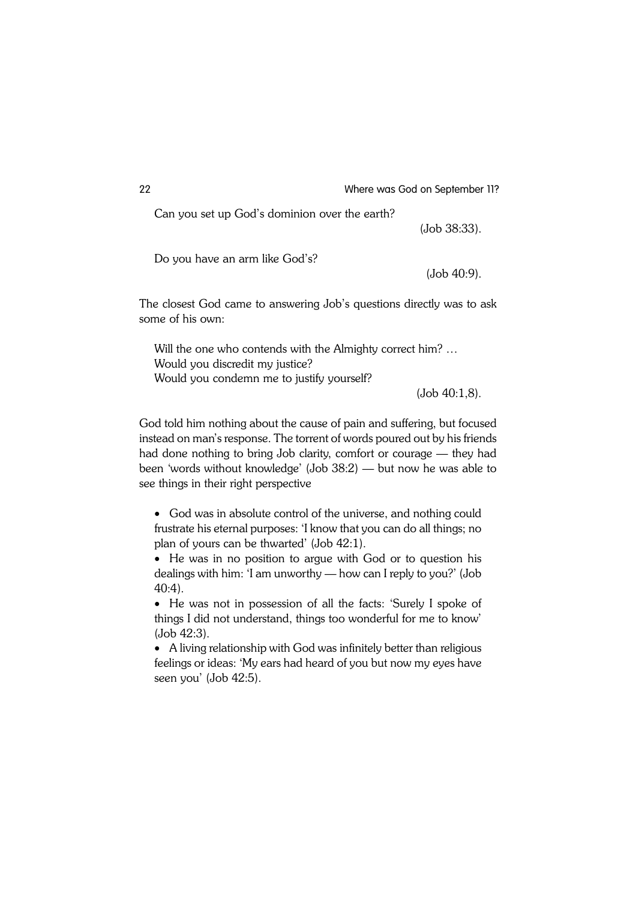Can you set up God's dominion over the earth?
(Job 38:33).

Do you have an arm like God's?
(Job 40:9).

The closest God came to answering Job's questions directly was to ask some of his own:

> Will the one who contends with the Almighty correct him? …
> Would you discredit my justice?
> Would you condemn me to justify yourself?
> (Job 40:1,8).

God told him nothing about the cause of pain and suffering, but focused instead on man's response. The torrent of words poured out by his friends had done nothing to bring Job clarity, comfort or courage — they had been 'words without knowledge' (Job 38:2) — but now he was able to see things in their right perspective

- God was in absolute control of the universe, and nothing could frustrate his eternal purposes: 'I know that you can do all things; no plan of yours can be thwarted' (Job 42:1).
- He was in no position to argue with God or to question his dealings with him: 'I am unworthy — how can I reply to you?' (Job 40:4).
- He was not in possession of all the facts: 'Surely I spoke of things I did not understand, things too wonderful for me to know' (Job 42:3).
- A living relationship with God was infinitely better than religious feelings or ideas: 'My ears had heard of you but now my eyes have seen you' (Job 42:5).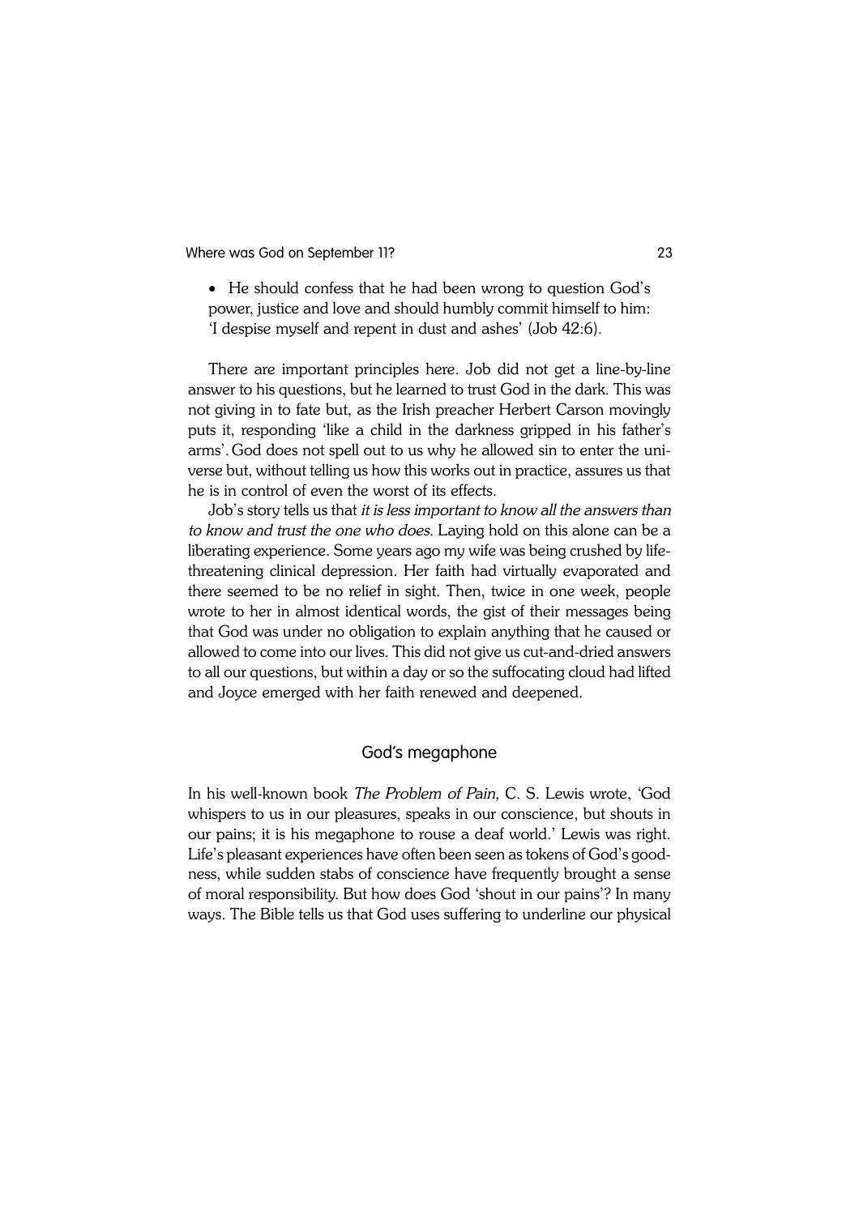- He should confess that he had been wrong to question God's power, justice and love and should humbly commit himself to him: 'I despise myself and repent in dust and ashes' (Job 42:6).

There are important principles here. Job did not get a line-by-line answer to his questions, but he learned to trust God in the dark. This was not giving in to fate but, as the Irish preacher Herbert Carson movingly puts it, responding 'like a child in the darkness gripped in his father's arms'. God does not spell out to us why he allowed sin to enter the universe but, without telling us how this works out in practice, assures us that he is in control of even the worst of its effects.

Job's story tells us that *it is less important to know all the answers than to know and trust the one who does.* Laying hold on this alone can be a liberating experience. Some years ago my wife was being crushed by life-threatening clinical depression. Her faith had virtually evaporated and there seemed to be no relief in sight. Then, twice in one week, people wrote to her in almost identical words, the gist of their messages being that God was under no obligation to explain anything that he caused or allowed to come into our lives. This did not give us cut-and-dried answers to all our questions, but within a day or so the suffocating cloud had lifted and Joyce emerged with her faith renewed and deepened.

## God's megaphone

In his well-known book *The Problem of Pain,* C. S. Lewis wrote, 'God whispers to us in our pleasures, speaks in our conscience, but shouts in our pains; it is his megaphone to rouse a deaf world.' Lewis was right. Life's pleasant experiences have often been seen as tokens of God's goodness, while sudden stabs of conscience have frequently brought a sense of moral responsibility. But how does God 'shout in our pains'? In many ways. The Bible tells us that God uses suffering to underline our physical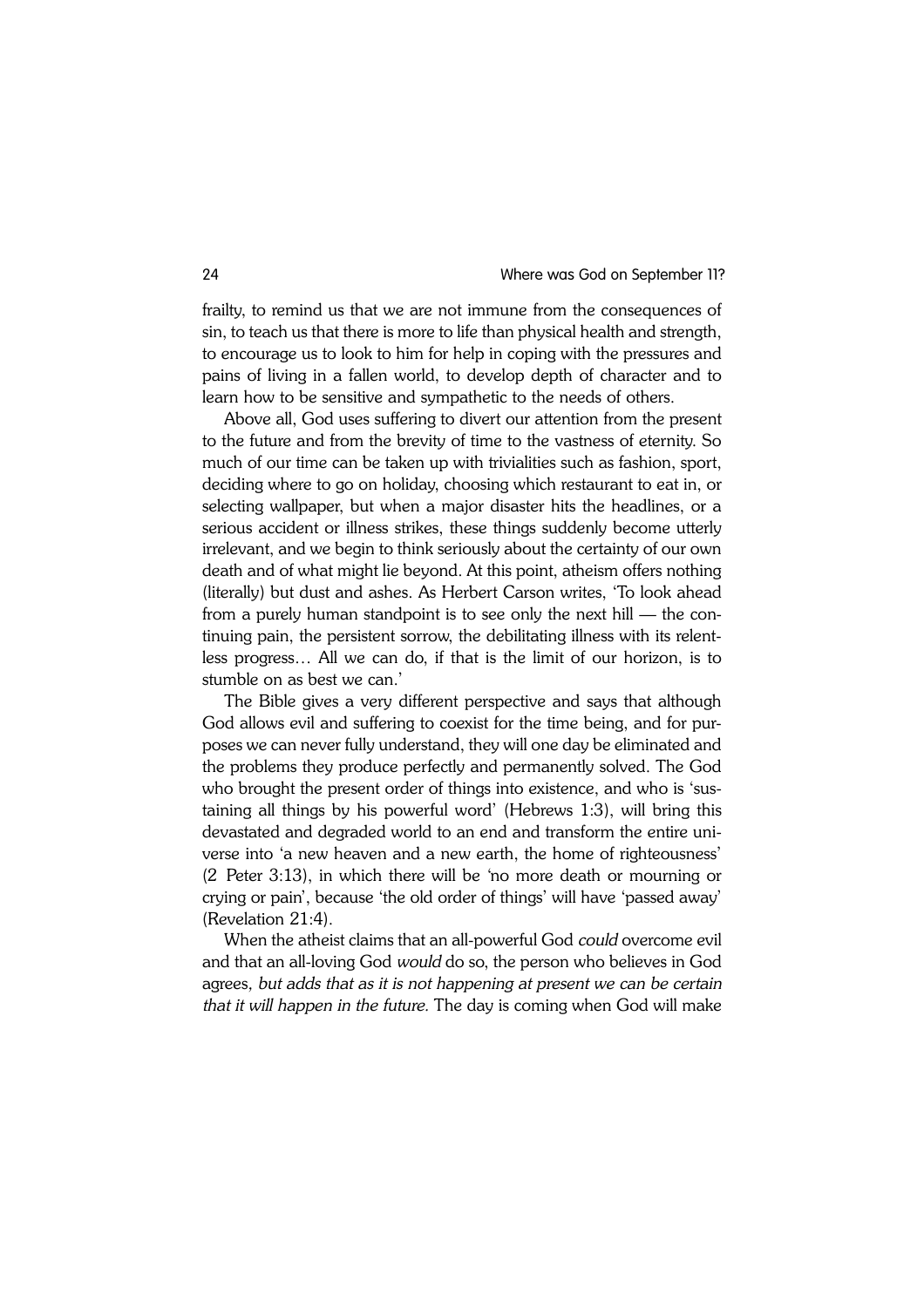frailty, to remind us that we are not immune from the consequences of sin, to teach us that there is more to life than physical health and strength, to encourage us to look to him for help in coping with the pressures and pains of living in a fallen world, to develop depth of character and to learn how to be sensitive and sympathetic to the needs of others.

Above all, God uses suffering to divert our attention from the present to the future and from the brevity of time to the vastness of eternity. So much of our time can be taken up with trivialities such as fashion, sport, deciding where to go on holiday, choosing which restaurant to eat in, or selecting wallpaper, but when a major disaster hits the headlines, or a serious accident or illness strikes, these things suddenly become utterly irrelevant, and we begin to think seriously about the certainty of our own death and of what might lie beyond. At this point, atheism offers nothing (literally) but dust and ashes. As Herbert Carson writes, 'To look ahead from a purely human standpoint is to see only the next hill — the continuing pain, the persistent sorrow, the debilitating illness with its relentless progress… All we can do, if that is the limit of our horizon, is to stumble on as best we can.'

The Bible gives a very different perspective and says that although God allows evil and suffering to coexist for the time being, and for purposes we can never fully understand, they will one day be eliminated and the problems they produce perfectly and permanently solved. The God who brought the present order of things into existence, and who is 'sustaining all things by his powerful word' (Hebrews 1:3), will bring this devastated and degraded world to an end and transform the entire universe into 'a new heaven and a new earth, the home of righteousness' (2 Peter 3:13), in which there will be 'no more death or mourning or crying or pain', because 'the old order of things' will have 'passed away' (Revelation 21:4).

When the atheist claims that an all-powerful God *could* overcome evil and that an all-loving God *would* do so, the person who believes in God agrees, *but adds that as it is not happening at present we can be certain that it will happen in the future.* The day is coming when God will make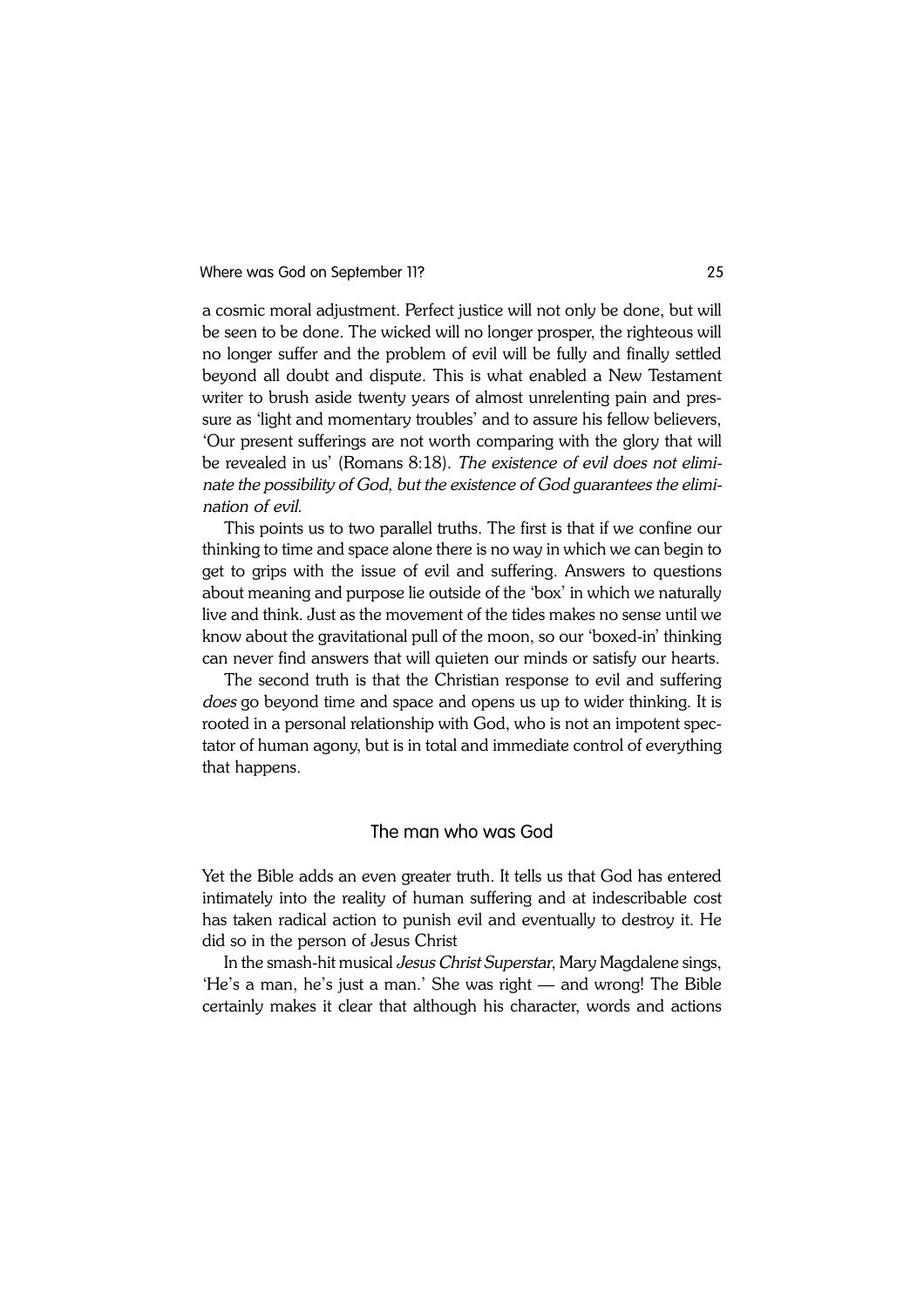a cosmic moral adjustment. Perfect justice will not only be done, but will be seen to be done. The wicked will no longer prosper, the righteous will no longer suffer and the problem of evil will be fully and finally settled beyond all doubt and dispute. This is what enabled a New Testament writer to brush aside twenty years of almost unrelenting pain and pressure as 'light and momentary troubles' and to assure his fellow believers, 'Our present sufferings are not worth comparing with the glory that will be revealed in us' (Romans 8:18). *The existence of evil does not eliminate the possibility of God, but the existence of God guarantees the elimination of evil.*

This points us to two parallel truths. The first is that if we confine our thinking to time and space alone there is no way in which we can begin to get to grips with the issue of evil and suffering. Answers to questions about meaning and purpose lie outside of the 'box' in which we naturally live and think. Just as the movement of the tides makes no sense until we know about the gravitational pull of the moon, so our 'boxed-in' thinking can never find answers that will quieten our minds or satisfy our hearts.

The second truth is that the Christian response to evil and suffering *does* go beyond time and space and opens us up to wider thinking. It is rooted in a personal relationship with God, who is not an impotent spectator of human agony, but is in total and immediate control of everything that happens.

## The man who was God

Yet the Bible adds an even greater truth. It tells us that God has entered intimately into the reality of human suffering and at indescribable cost has taken radical action to punish evil and eventually to destroy it. He did so in the person of Jesus Christ

In the smash-hit musical *Jesus Christ Superstar*, Mary Magdalene sings, 'He's a man, he's just a man.' She was right — and wrong! The Bible certainly makes it clear that although his character, words and actions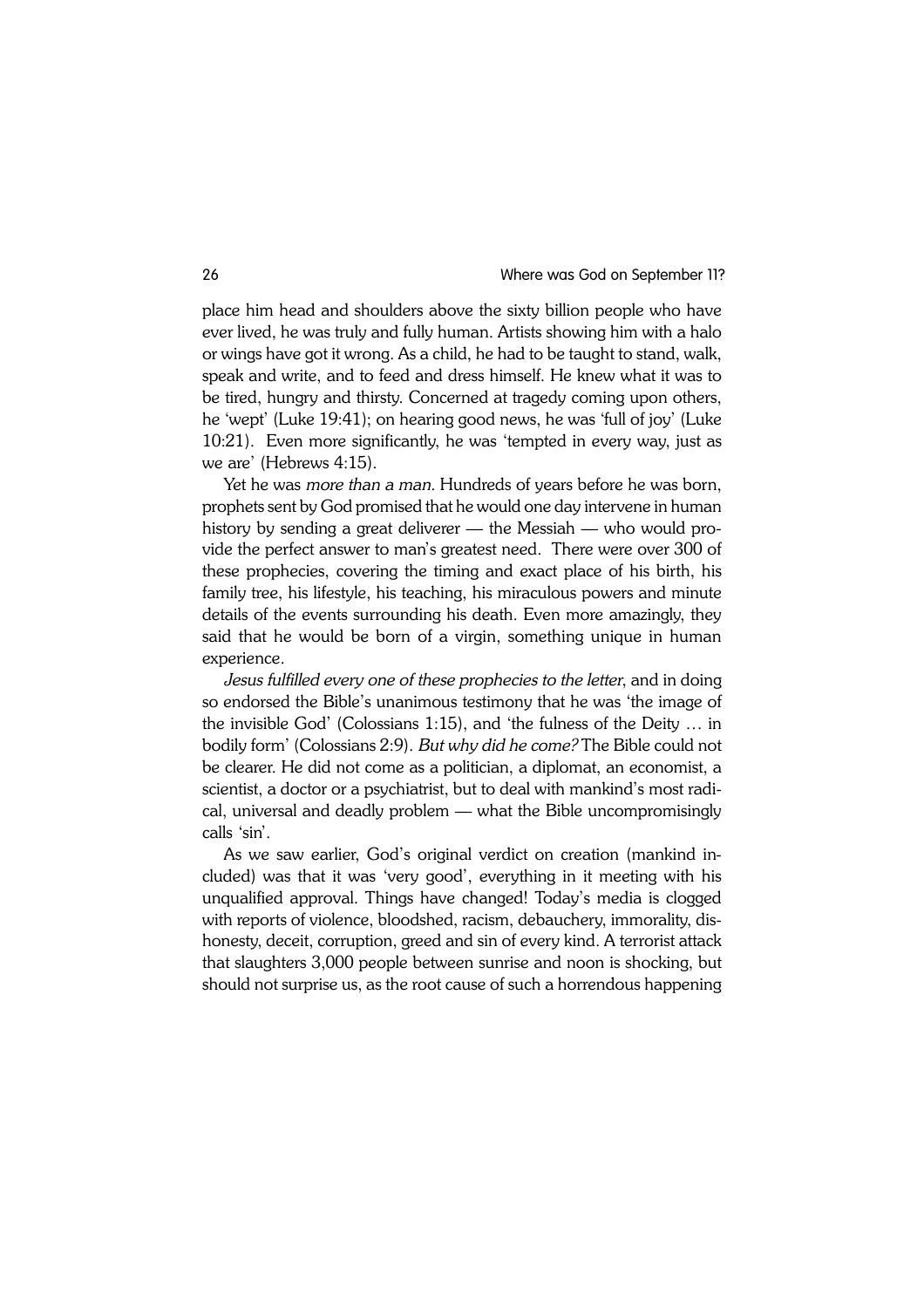place him head and shoulders above the sixty billion people who have ever lived, he was truly and fully human. Artists showing him with a halo or wings have got it wrong. As a child, he had to be taught to stand, walk, speak and write, and to feed and dress himself. He knew what it was to be tired, hungry and thirsty. Concerned at tragedy coming upon others, he 'wept' (Luke 19:41); on hearing good news, he was 'full of joy' (Luke 10:21). Even more significantly, he was 'tempted in every way, just as we are' (Hebrews 4:15).

Yet he was *more than a man*. Hundreds of years before he was born, prophets sent by God promised that he would one day intervene in human history by sending a great deliverer — the Messiah — who would provide the perfect answer to man's greatest need. There were over 300 of these prophecies, covering the timing and exact place of his birth, his family tree, his lifestyle, his teaching, his miraculous powers and minute details of the events surrounding his death. Even more amazingly, they said that he would be born of a virgin, something unique in human experience.

*Jesus fulfilled every one of these prophecies to the letter*, and in doing so endorsed the Bible's unanimous testimony that he was 'the image of the invisible God' (Colossians 1:15), and 'the fulness of the Deity … in bodily form' (Colossians 2:9). *But why did he come?* The Bible could not be clearer. He did not come as a politician, a diplomat, an economist, a scientist, a doctor or a psychiatrist, but to deal with mankind's most radical, universal and deadly problem — what the Bible uncompromisingly calls 'sin'.

As we saw earlier, God's original verdict on creation (mankind included) was that it was 'very good', everything in it meeting with his unqualified approval. Things have changed! Today's media is clogged with reports of violence, bloodshed, racism, debauchery, immorality, dishonesty, deceit, corruption, greed and sin of every kind. A terrorist attack that slaughters 3,000 people between sunrise and noon is shocking, but should not surprise us, as the root cause of such a horrendous happening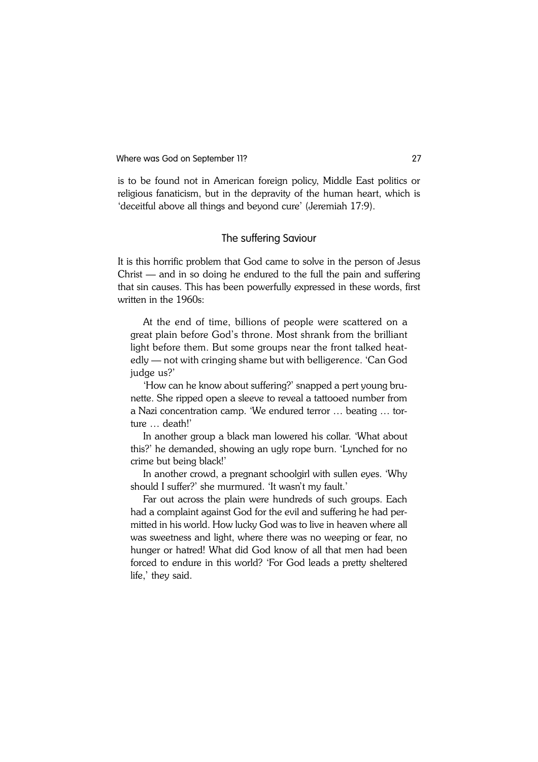is to be found not in American foreign policy, Middle East politics or religious fanaticism, but in the depravity of the human heart, which is 'deceitful above all things and beyond cure' (Jeremiah 17:9).

## The suffering Saviour

It is this horrific problem that God came to solve in the person of Jesus Christ — and in so doing he endured to the full the pain and suffering that sin causes. This has been powerfully expressed in these words, first written in the 1960s:

> At the end of time, billions of people were scattered on a great plain before God's throne. Most shrank from the brilliant light before them. But some groups near the front talked heatedly — not with cringing shame but with belligerence. 'Can God judge us?'
>
> 'How can he know about suffering?' snapped a pert young brunette. She ripped open a sleeve to reveal a tattooed number from a Nazi concentration camp. 'We endured terror … beating … torture … death!'
>
> In another group a black man lowered his collar. 'What about this?' he demanded, showing an ugly rope burn. 'Lynched for no crime but being black!'
>
> In another crowd, a pregnant schoolgirl with sullen eyes. 'Why should I suffer?' she murmured. 'It wasn't my fault.'
>
> Far out across the plain were hundreds of such groups. Each had a complaint against God for the evil and suffering he had permitted in his world. How lucky God was to live in heaven where all was sweetness and light, where there was no weeping or fear, no hunger or hatred! What did God know of all that men had been forced to endure in this world? 'For God leads a pretty sheltered life,' they said.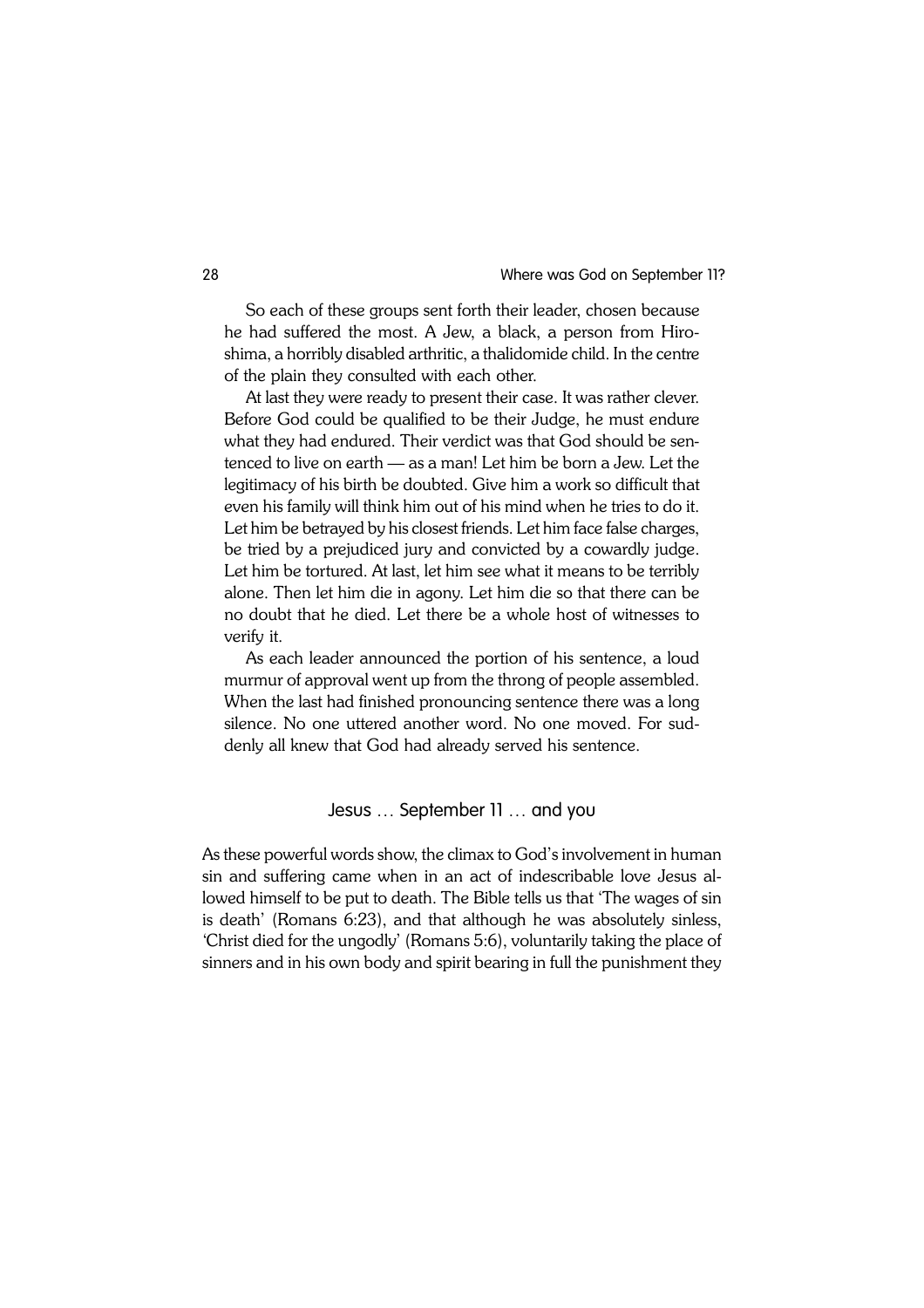So each of these groups sent forth their leader, chosen because he had suffered the most. A Jew, a black, a person from Hiroshima, a horribly disabled arthritic, a thalidomide child. In the centre of the plain they consulted with each other.

At last they were ready to present their case. It was rather clever. Before God could be qualified to be their Judge, he must endure what they had endured. Their verdict was that God should be sentenced to live on earth — as a man! Let him be born a Jew. Let the legitimacy of his birth be doubted. Give him a work so difficult that even his family will think him out of his mind when he tries to do it. Let him be betrayed by his closest friends. Let him face false charges, be tried by a prejudiced jury and convicted by a cowardly judge. Let him be tortured. At last, let him see what it means to be terribly alone. Then let him die in agony. Let him die so that there can be no doubt that he died. Let there be a whole host of witnesses to verify it.

As each leader announced the portion of his sentence, a loud murmur of approval went up from the throng of people assembled. When the last had finished pronouncing sentence there was a long silence. No one uttered another word. No one moved. For suddenly all knew that God had already served his sentence.

## Jesus … September 11 … and you

As these powerful words show, the climax to God's involvement in human sin and suffering came when in an act of indescribable love Jesus allowed himself to be put to death. The Bible tells us that 'The wages of sin is death' (Romans 6:23), and that although he was absolutely sinless, 'Christ died for the ungodly' (Romans 5:6), voluntarily taking the place of sinners and in his own body and spirit bearing in full the punishment they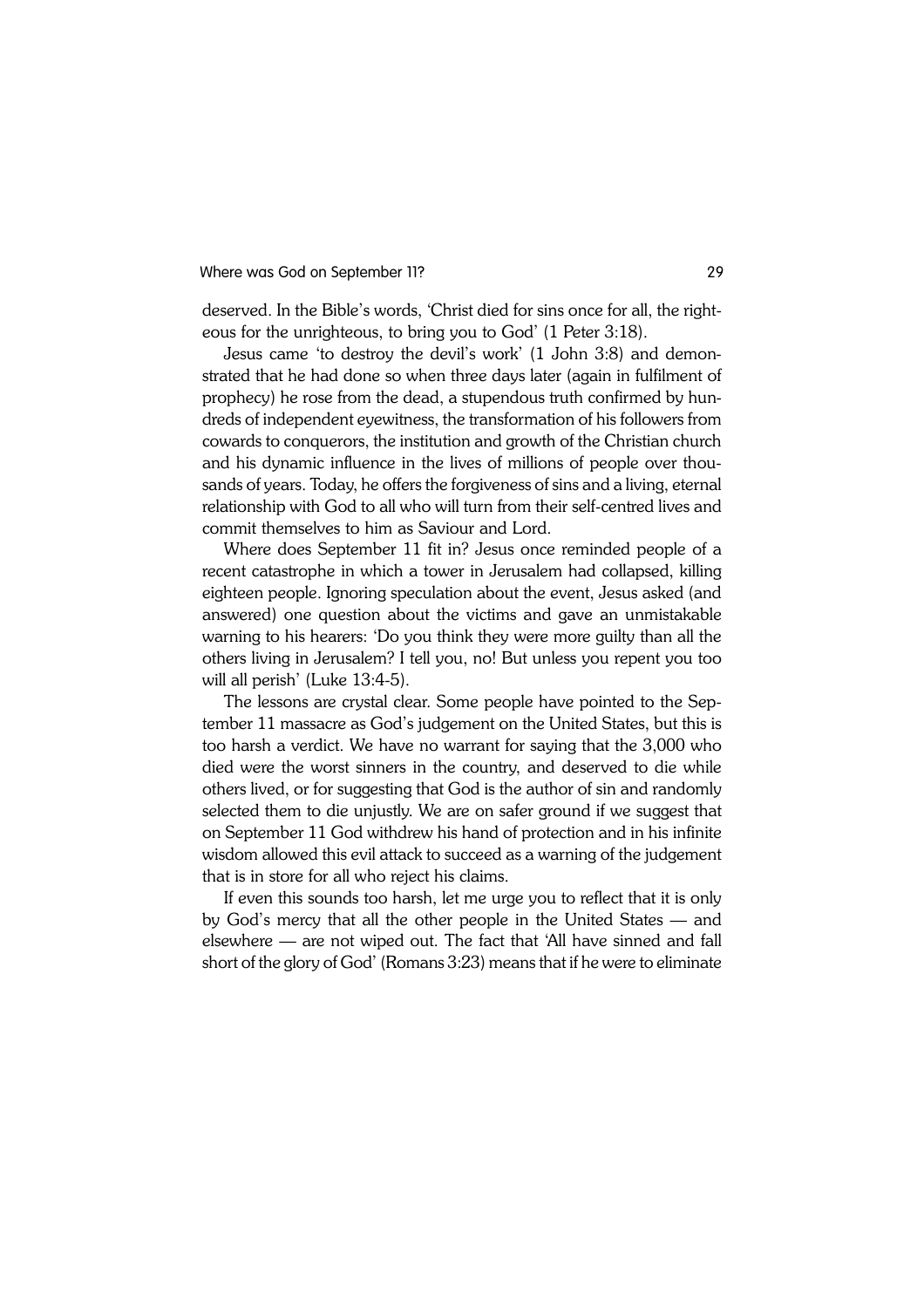deserved. In the Bible's words, 'Christ died for sins once for all, the righteous for the unrighteous, to bring you to God' (1 Peter 3:18).

Jesus came 'to destroy the devil's work' (1 John 3:8) and demonstrated that he had done so when three days later (again in fulfilment of prophecy) he rose from the dead, a stupendous truth confirmed by hundreds of independent eyewitness, the transformation of his followers from cowards to conquerors, the institution and growth of the Christian church and his dynamic influence in the lives of millions of people over thousands of years. Today, he offers the forgiveness of sins and a living, eternal relationship with God to all who will turn from their self-centred lives and commit themselves to him as Saviour and Lord.

Where does September 11 fit in? Jesus once reminded people of a recent catastrophe in which a tower in Jerusalem had collapsed, killing eighteen people. Ignoring speculation about the event, Jesus asked (and answered) one question about the victims and gave an unmistakable warning to his hearers: 'Do you think they were more guilty than all the others living in Jerusalem? I tell you, no! But unless you repent you too will all perish' (Luke 13:4-5).

The lessons are crystal clear. Some people have pointed to the September 11 massacre as God's judgement on the United States, but this is too harsh a verdict. We have no warrant for saying that the 3,000 who died were the worst sinners in the country, and deserved to die while others lived, or for suggesting that God is the author of sin and randomly selected them to die unjustly. We are on safer ground if we suggest that on September 11 God withdrew his hand of protection and in his infinite wisdom allowed this evil attack to succeed as a warning of the judgement that is in store for all who reject his claims.

If even this sounds too harsh, let me urge you to reflect that it is only by God's mercy that all the other people in the United States — and elsewhere — are not wiped out. The fact that 'All have sinned and fall short of the glory of God' (Romans 3:23) means that if he were to eliminate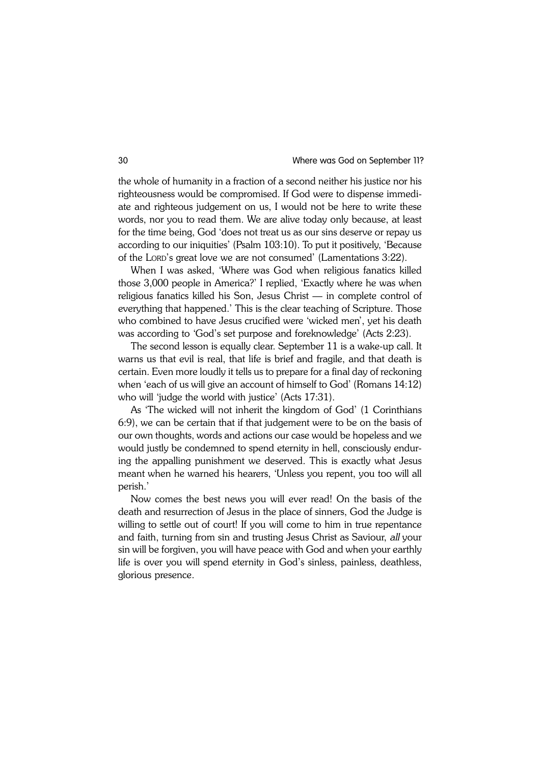the whole of humanity in a fraction of a second neither his justice nor his righteousness would be compromised. If God were to dispense immediate and righteous judgement on us, I would not be here to write these words, nor you to read them. We are alive today only because, at least for the time being, God 'does not treat us as our sins deserve or repay us according to our iniquities' (Psalm 103:10). To put it positively, 'Because of the LORD's great love we are not consumed' (Lamentations 3:22).

When I was asked, 'Where was God when religious fanatics killed those 3,000 people in America?' I replied, 'Exactly where he was when religious fanatics killed his Son, Jesus Christ — in complete control of everything that happened.' This is the clear teaching of Scripture. Those who combined to have Jesus crucified were 'wicked men', yet his death was according to 'God's set purpose and foreknowledge' (Acts 2:23).

The second lesson is equally clear. September 11 is a wake-up call. It warns us that evil is real, that life is brief and fragile, and that death is certain. Even more loudly it tells us to prepare for a final day of reckoning when 'each of us will give an account of himself to God' (Romans 14:12) who will 'judge the world with justice' (Acts 17:31).

As 'The wicked will not inherit the kingdom of God' (1 Corinthians 6:9), we can be certain that if that judgement were to be on the basis of our own thoughts, words and actions our case would be hopeless and we would justly be condemned to spend eternity in hell, consciously enduring the appalling punishment we deserved. This is exactly what Jesus meant when he warned his hearers, 'Unless you repent, you too will all perish.'

Now comes the best news you will ever read! On the basis of the death and resurrection of Jesus in the place of sinners, God the Judge is willing to settle out of court! If you will come to him in true repentance and faith, turning from sin and trusting Jesus Christ as Saviour, *all* your sin will be forgiven, you will have peace with God and when your earthly life is over you will spend eternity in God's sinless, painless, deathless, glorious presence.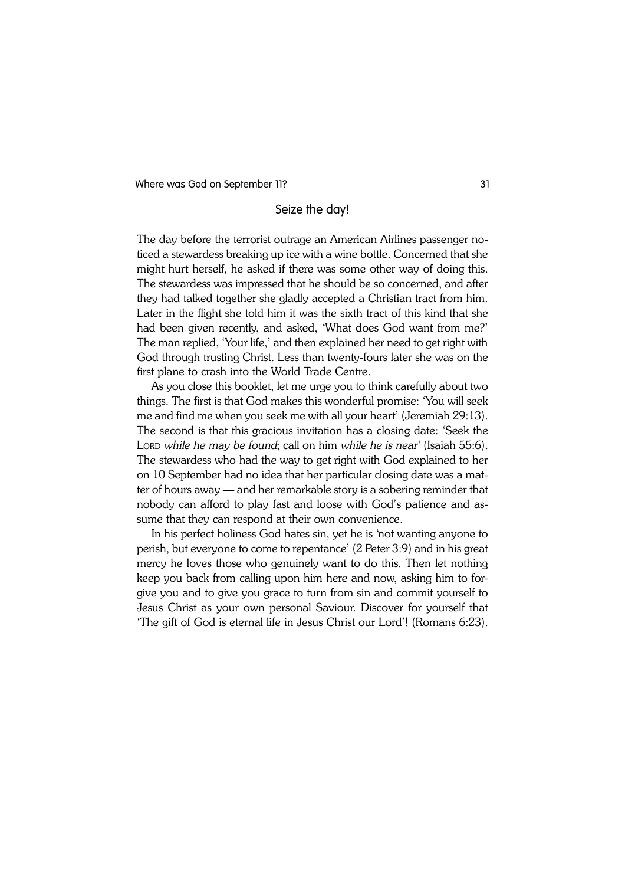## Seize the day!

The day before the terrorist outrage an American Airlines passenger noticed a stewardess breaking up ice with a wine bottle. Concerned that she might hurt herself, he asked if there was some other way of doing this. The stewardess was impressed that he should be so concerned, and after they had talked together she gladly accepted a Christian tract from him. Later in the flight she told him it was the sixth tract of this kind that she had been given recently, and asked, 'What does God want from me?' The man replied, 'Your life,' and then explained her need to get right with God through trusting Christ. Less than twenty-fours later she was on the first plane to crash into the World Trade Centre.

As you close this booklet, let me urge you to think carefully about two things. The first is that God makes this wonderful promise: 'You will seek me and find me when you seek me with all your heart' (Jeremiah 29:13). The second is that this gracious invitation has a closing date: 'Seek the LORD *while he may be found*; call on him *while he is near'* (Isaiah 55:6). The stewardess who had the way to get right with God explained to her on 10 September had no idea that her particular closing date was a matter of hours away — and her remarkable story is a sobering reminder that nobody can afford to play fast and loose with God's patience and assume that they can respond at their own convenience.

In his perfect holiness God hates sin, yet he is 'not wanting anyone to perish, but everyone to come to repentance' (2 Peter 3:9) and in his great mercy he loves those who genuinely want to do this. Then let nothing keep you back from calling upon him here and now, asking him to forgive you and to give you grace to turn from sin and commit yourself to Jesus Christ as your own personal Saviour. Discover for yourself that 'The gift of God is eternal life in Jesus Christ our Lord'! (Romans 6:23).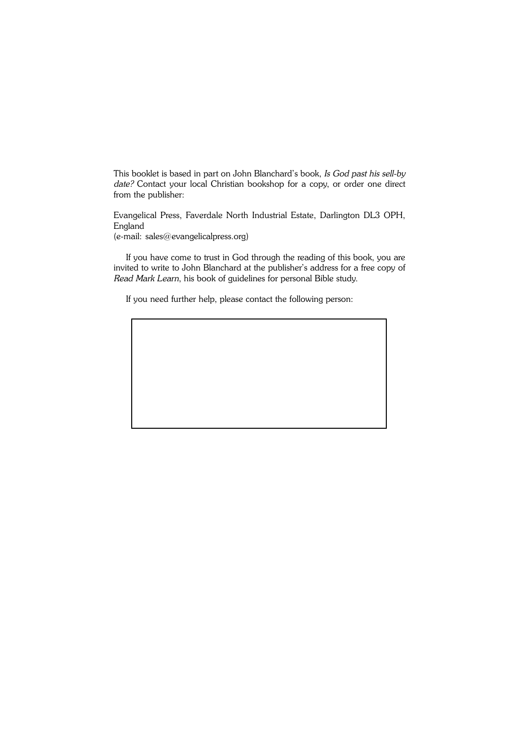This booklet is based in part on John Blanchard's book, *Is God past his sell-by date?* Contact your local Christian bookshop for a copy, or order one direct from the publisher:

Evangelical Press, Faverdale North Industrial Estate, Darlington DL3 OPH, England
(e-mail: sales@evangelicalpress.org)

If you have come to trust in God through the reading of this book, you are invited to write to John Blanchard at the publisher's address for a free copy of *Read Mark Learn*, his book of guidelines for personal Bible study.

If you need further help, please contact the following person: